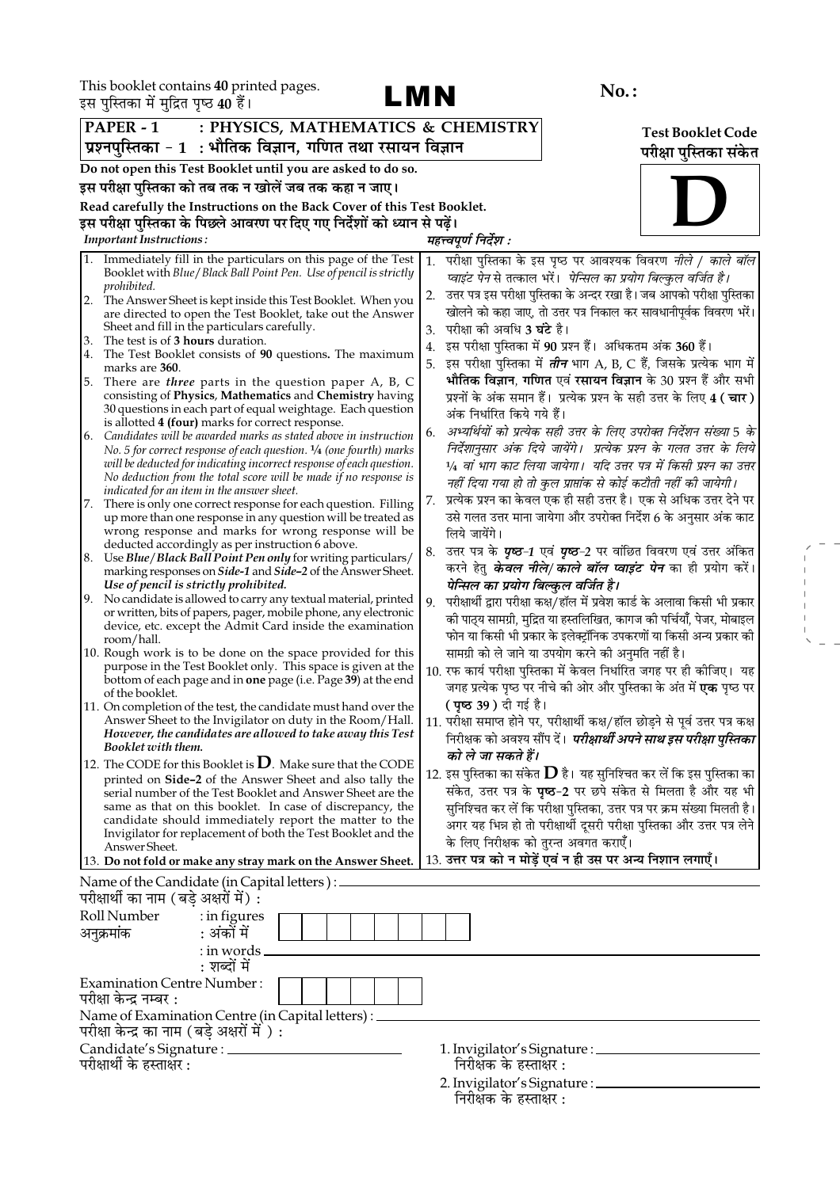This booklet contains **40** printed pages.
इस पुस्तिका में मुद्रित पृष्ठ **40** हैं।

# LMN

**No.:**

**PAPER - 1 : PHYSICS, MATHEMATICS & CHEMISTRY**
**प्रश्नपुस्तिका - 1 : भौतिक विज्ञान, गणित तथा रसायन विज्ञान**

**Test Booklet Code**
**परीक्षा पुस्तिका संकेत**

# D

**Do not open this Test Booklet until you are asked to do so.**
**इस परीक्षा पुस्तिका को तब तक न खोलें जब तक कहा न जाए।**

**Read carefully the Instructions on the Back Cover of this Test Booklet.**
**इस परीक्षा पुस्तिका के पिछले आवरण पर दिए गए निर्देशों को ध्यान से पढ़ें।**

***Important Instructions :***

1. Immediately fill in the particulars on this page of the Test Booklet with *Blue/Black Ball Point Pen*. *Use of pencil is strictly prohibited.*
2. The Answer Sheet is kept inside this Test Booklet. When you are directed to open the Test Booklet, take out the Answer Sheet and fill in the particulars carefully.
3. The test is of **3 hours** duration.
4. The Test Booklet consists of **90** questions**.** The maximum marks are **360**.
5. There are ***three*** parts in the question paper A, B, C consisting of **Physics**, **Mathematics** and **Chemistry** having 30 questions in each part of equal weightage. Each question is allotted **4 (four)** marks for correct response.
6. *Candidates will be awarded marks as stated above in instruction No. 5 for correct response of each question. ¼ (one fourth) marks will be deducted for indicating incorrect response of each question. No deduction from the total score will be made if no response is indicated for an item in the answer sheet.*
7. There is only one correct response for each question. Filling up more than one response in any question will be treated as wrong response and marks for wrong response will be deducted accordingly as per instruction 6 above.
8. Use *Blue/Black Ball Point Pen only* for writing particulars/marking responses on *Side-1* and *Side-2* of the Answer Sheet. *Use of pencil is strictly prohibited.*
9. No candidate is allowed to carry any textual material, printed or written, bits of papers, pager, mobile phone, any electronic device, etc. except the Admit Card inside the examination room/hall.
10. Rough work is to be done on the space provided for this purpose in the Test Booklet only. This space is given at the bottom of each page and in **one** page (i.e. Page **39**) at the end of the booklet.
11. On completion of the test, the candidate must hand over the Answer Sheet to the Invigilator on duty in the Room/Hall. ***However, the candidates are allowed to take away this Test Booklet with them.***
12. The CODE for this Booklet is **D**. Make sure that the CODE printed on **Side-2** of the Answer Sheet and also tally the serial number of the Test Booklet and Answer Sheet are the same as that on this booklet. In case of discrepancy, the candidate should immediately report the matter to the Invigilator for replacement of both the Test Booklet and the Answer Sheet.
13. **Do not fold or make any stray mark on the Answer Sheet.**

***महत्त्वपूर्ण निर्देश :***

1. परीक्षा पुस्तिका के इस पृष्ठ पर आवश्यक विवरण *नीले / काले बॉल प्वाइंट पेन* से तत्काल भरें। *पेन्सिल का प्रयोग बिल्कुल वर्जित है।*
2. उत्तर पत्र इस परीक्षा पुस्तिका के अन्दर रखा है। जब आपको परीक्षा पुस्तिका खोलने को कहा जाए, तो उत्तर पत्र निकाल कर सावधानीपूर्वक विवरण भरें।
3. परीक्षा की अवधि **3 घंटे** है।
4. इस परीक्षा पुस्तिका में **90** प्रश्न हैं। अधिकतम अंक **360** हैं।
5. इस परीक्षा पुस्तिका में ***तीन*** भाग A, B, C हैं, जिसके प्रत्येक भाग में **भौतिक विज्ञान**, **गणित** एवं **रसायन विज्ञान** के 30 प्रश्न हैं और सभी प्रश्नों के अंक समान हैं। प्रत्येक प्रश्न के सही उत्तर के लिए **4 ( चार )** अंक निर्धारित किये गये हैं।
6. *अभ्यर्थियों को प्रत्येक सही उत्तर के लिए उपरोक्त निर्देशन संख्या 5 के निर्देशानुसार अंक दिये जायेंगे। प्रत्येक प्रश्न के गलत उत्तर के लिये ¼ वां भाग काट लिया जायेगा। यदि उत्तर पत्र में किसी प्रश्न का उत्तर नहीं दिया गया हो तो कुल प्राप्तांक से कोई कटौती नहीं की जायेगी।*
7. प्रत्येक प्रश्न का केवल एक ही सही उत्तर है। एक से अधिक उत्तर देने पर उसे गलत उत्तर माना जायेगा और उपरोक्त निर्देश 6 के अनुसार अंक काट लिये जायेंगे।
8. उत्तर पत्र के ***पृष्ठ-1*** एवं ***पृष्ठ-2*** पर वांछित विवरण एवं उत्तर अंकित करने हेतु ***केवल नीले/काले बॉल प्वाइंट पेन*** का ही प्रयोग करें। ***पेन्सिल का प्रयोग बिल्कुल वर्जित है।***
9. परीक्षार्थी द्वारा परीक्षा कक्ष/हॉल में प्रवेश कार्ड के अलावा किसी भी प्रकार की पाठ्य सामग्री, मुद्रित या हस्तलिखित, कागज की पर्चियाँ, पेजर, मोबाइल फोन या किसी भी प्रकार के इलेक्ट्रॉनिक उपकरणों या किसी अन्य प्रकार की सामग्री को ले जाने या उपयोग करने की अनुमति नहीं है।
10. रफ कार्य परीक्षा पुस्तिका में केवल निर्धारित जगह पर ही कीजिए। यह जगह प्रत्येक पृष्ठ पर नीचे की ओर और पुस्तिका के अंत में **एक** पृष्ठ पर **( पृष्ठ 39 )** दी गई है।
11. परीक्षा समाप्त होने पर, परीक्षार्थी कक्ष/हॉल छोड़ने से पूर्व उत्तर पत्र कक्ष निरीक्षक को अवश्य सौंप दें। ***परीक्षार्थी अपने साथ इस परीक्षा पुस्तिका को ले जा सकते हैं।***
12. इस पुस्तिका का संकेत **D** है। यह सुनिश्चित कर लें कि इस पुस्तिका का संकेत, उत्तर पत्र के **पृष्ठ-2** पर छपे संकेत से मिलता है और यह भी सुनिश्चित कर लें कि परीक्षा पुस्तिका, उत्तर पत्र पर क्रम संख्या मिलती है। अगर यह भिन्न हो तो परीक्षार्थी दूसरी परीक्षा पुस्तिका और उत्तर पत्र लेने के लिए निरीक्षक को तुरन्त अवगत कराएँ।
13. **उत्तर पत्र को न मोड़ें एवं न ही उस पर अन्य निशान लगाएँ।**

Name of the Candidate (in Capital letters) : ____________________
परीक्षार्थी का नाम (बड़े अक्षरों में) :

Roll Number : in figures
अनुक्रमांक : अंकों में

: in words ____________________
: शब्दों में

Examination Centre Number :
परीक्षा केन्द्र नम्बर :

Name of Examination Centre (in Capital letters) : ____________________
परीक्षा केन्द्र का नाम (बड़े अक्षरों में ) :

Candidate's Signature : ____________________
परीक्षार्थी के हस्ताक्षर :

1. Invigilator's Signature : ____________________
निरीक्षक के हस्ताक्षर :

2. Invigilator's Signature : ____________________
निरीक्षक के हस्ताक्षर :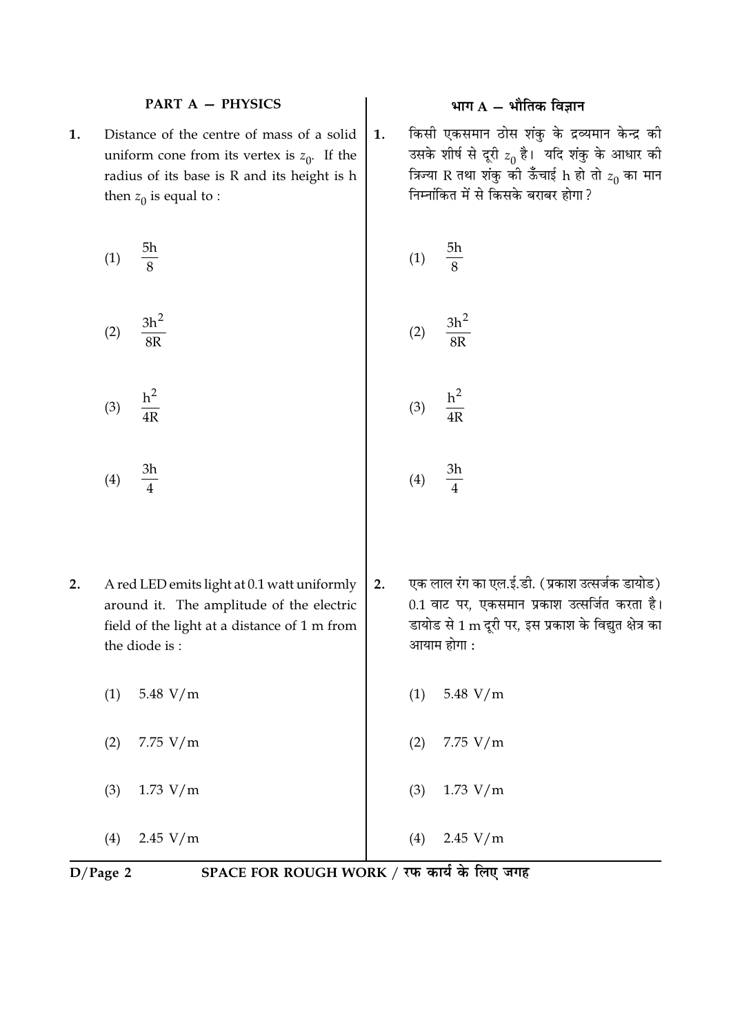## PART A — PHYSICS

## भाग A — भौतिक विज्ञान

**1.** Distance of the centre of mass of a solid uniform cone from its vertex is $z_0$. If the radius of its base is R and its height is h then $z_0$ is equal to :

(1) $\frac{5h}{8}$

(2) $\frac{3h^2}{8R}$

(3) $\frac{h^2}{4R}$

(4) $\frac{3h}{4}$

**1.** किसी एकसमान ठोस शंकु के द्रव्यमान केन्द्र की उसके शीर्ष से दूरी $z_0$ है। यदि शंकु के आधार की त्रिज्या R तथा शंकु की ऊँचाई h हो तो $z_0$ का मान निम्नांकित में से किसके बराबर होगा?

(1) $\frac{5h}{8}$

(2) $\frac{3h^2}{8R}$

(3) $\frac{h^2}{4R}$

(4) $\frac{3h}{4}$

**2.** A red LED emits light at 0.1 watt uniformly around it. The amplitude of the electric field of the light at a distance of 1 m from the diode is :

(1) 5.48 V/m

(2) 7.75 V/m

(3) 1.73 V/m

(4) 2.45 V/m

**2.** एक लाल रंग का एल.ई.डी. (प्रकाश उत्सर्जक डायोड) 0.1 वाट पर, एकसमान प्रकाश उत्सर्जित करता है। डायोड से 1 m दूरी पर, इस प्रकाश के विद्युत क्षेत्र का आयाम होगा :

(1) 5.48 V/m

(2) 7.75 V/m

(3) 1.73 V/m

(4) 2.45 V/m

SPACE FOR ROUGH WORK / रफ कार्य के लिए जगह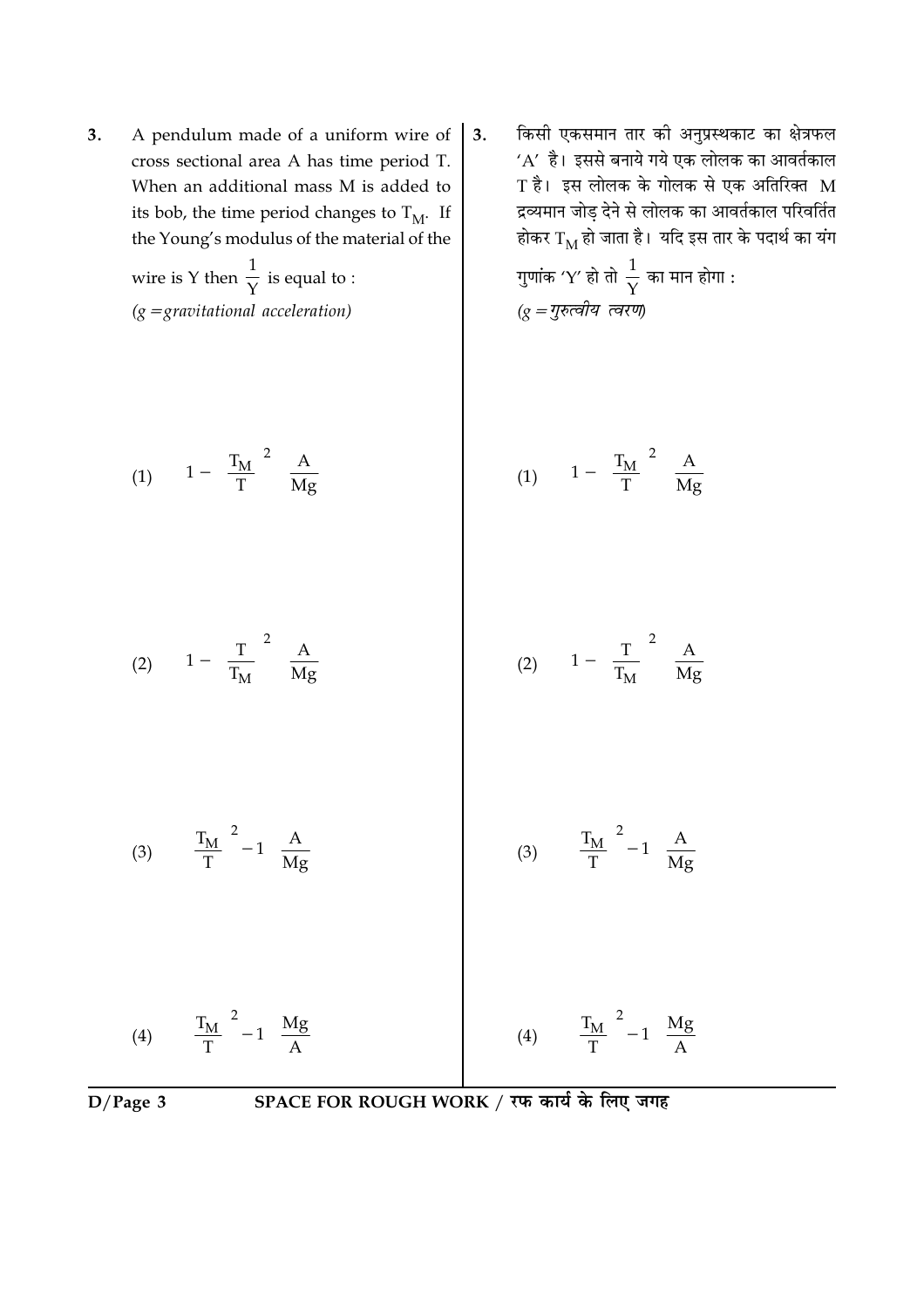3. A pendulum made of a uniform wire of cross sectional area A has time period T. When an additional mass M is added to its bob, the time period changes to $T_M$. If the Young's modulus of the material of the wire is Y then $\frac{1}{Y}$ is equal to :
*(g = gravitational acceleration)*

(1) $1 - \frac{T_M}{T}^2 \frac{A}{Mg}$

(2) $1 - \frac{T}{T_M}^2 \frac{A}{Mg}$

(3) $\frac{T_M}{T}^2 - 1 \frac{A}{Mg}$

(4) $\frac{T_M}{T}^2 - 1 \frac{Mg}{A}$

3. किसी एकसमान तार की अनुप्रस्थकाट का क्षेत्रफल 'A' है। इससे बनाये गये एक लोलक का आवर्तकाल T है। इस लोलक के गोलक से एक अतिरिक्त M द्रव्यमान जोड़ देने से लोलक का आवर्तकाल परिवर्तित होकर $T_M$ हो जाता है। यदि इस तार के पदार्थ का यंग गुणांक 'Y' हो तो $\frac{1}{Y}$ का मान होगा :
*(g = गुरुत्वीय त्वरण)*

(1) $1 - \frac{T_M}{T}^2 \frac{A}{Mg}$

(2) $1 - \frac{T}{T_M}^2 \frac{A}{Mg}$

(3) $\frac{T_M}{T}^2 - 1 \frac{A}{Mg}$

(4) $\frac{T_M}{T}^2 - 1 \frac{Mg}{A}$

SPACE FOR ROUGH WORK / रफ कार्य के लिए जगह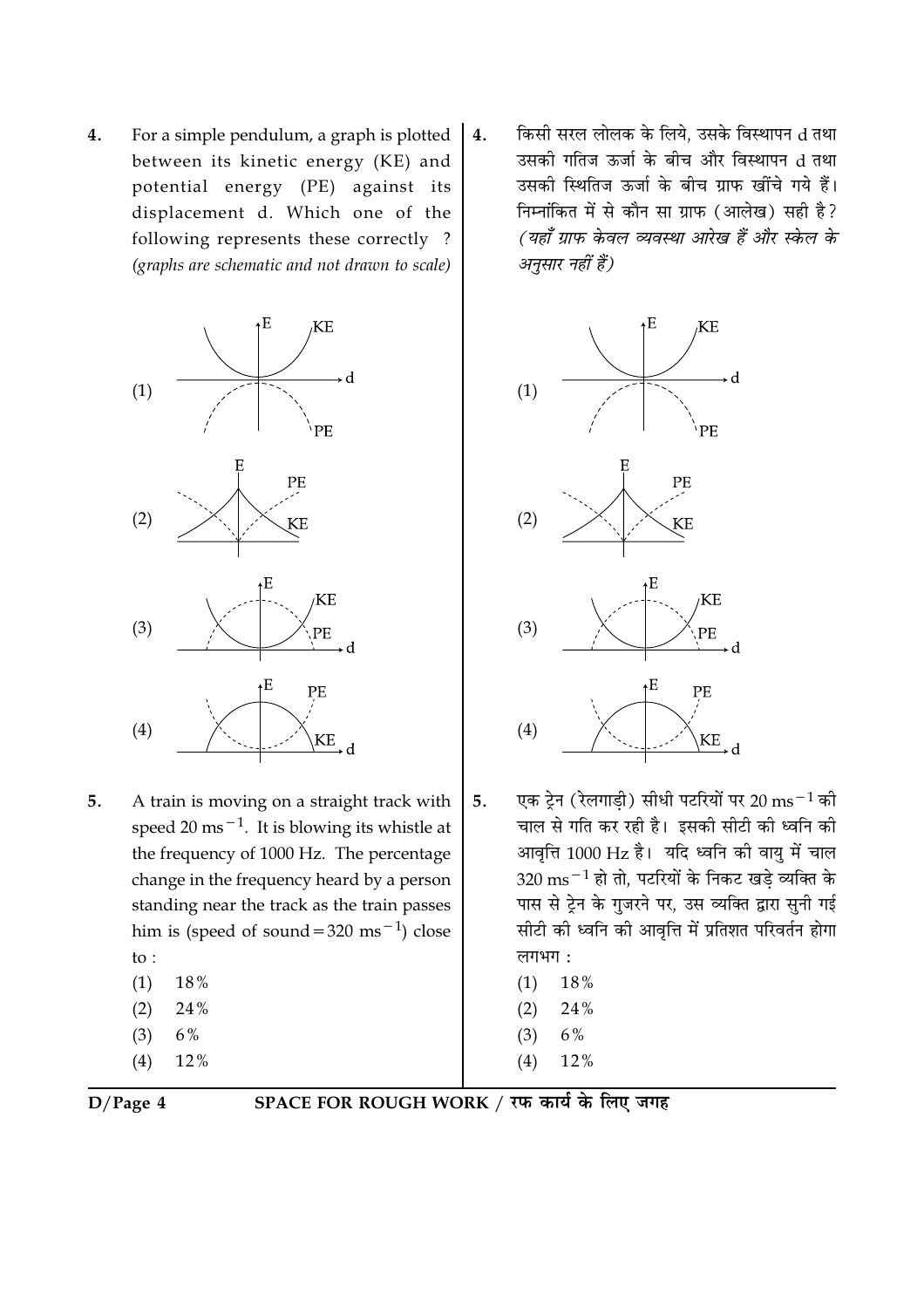4. For a simple pendulum, a graph is plotted between its kinetic energy (KE) and potential energy (PE) against its displacement d. Which one of the following represents these correctly ? *(graphs are schematic and not drawn to scale)*

(1)

(2)

(3)

(4)

5. A train is moving on a straight track with speed 20 $ms^{-1}$. It is blowing its whistle at the frequency of 1000 Hz. The percentage change in the frequency heard by a person standing near the track as the train passes him is (speed of sound = 320 $ms^{-1}$) close to :

(1) 18%
(2) 24%
(3) 6%
(4) 12%

4. किसी सरल लोलक के लिये, उसके विस्थापन d तथा उसकी गतिज ऊर्जा के बीच और विस्थापन d तथा उसकी स्थितिज ऊर्जा के बीच ग्राफ खींचे गये हैं। निम्नांकित में से कौन सा ग्राफ (आलेख) सही है? *(यहाँ ग्राफ केवल व्यवस्था आरेख हैं और स्केल के अनुसार नहीं हैं)*

(1)

(2)

(3)

(4)

5. एक ट्रेन (रेलगाड़ी) सीधी पटरियों पर 20 $ms^{-1}$ की चाल से गति कर रही है। इसकी सीटी की ध्वनि की आवृत्ति 1000 Hz है। यदि ध्वनि की वायु में चाल 320 $ms^{-1}$ हो तो, पटरियों के निकट खड़े व्यक्ति के पास से ट्रेन के गुजरने पर, उस व्यक्ति द्वारा सुनी गई सीटी की ध्वनि की आवृत्ति में प्रतिशत परिवर्तन होगा लगभग :

(1) 18%
(2) 24%
(3) 6%
(4) 12%

SPACE FOR ROUGH WORK / रफ कार्य के लिए जगह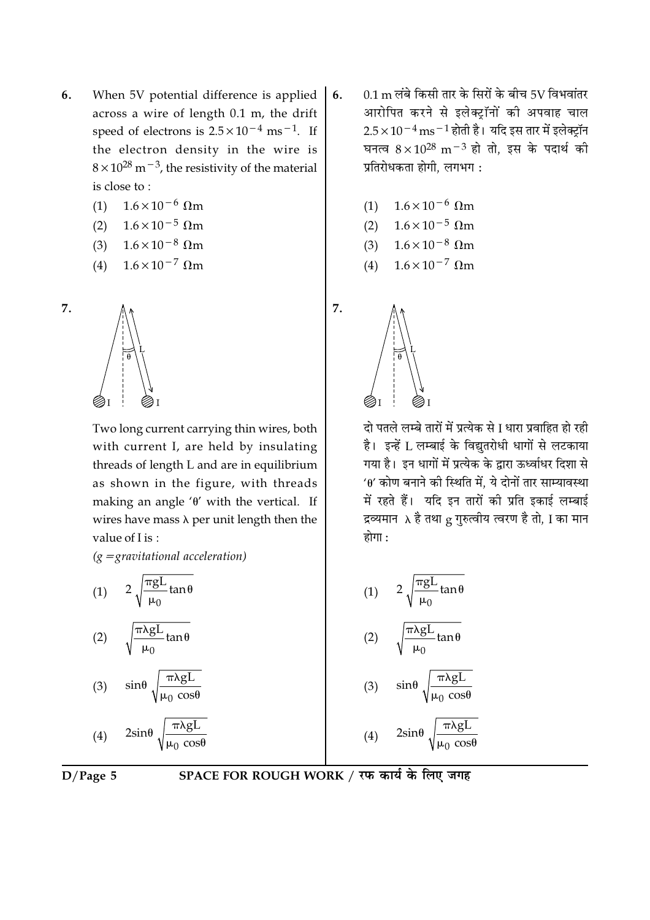6. When 5V potential difference is applied across a wire of length 0.1 m, the drift speed of electrons is $2.5 \times 10^{-4}$ ms$^{-1}$. If the electron density in the wire is $8 \times 10^{28}$ m$^{-3}$, the resistivity of the material is close to :

   (1) $1.6 \times 10^{-6}$ Ωm
   (2) $1.6 \times 10^{-5}$ Ωm
   (3) $1.6 \times 10^{-8}$ Ωm
   (4) $1.6 \times 10^{-7}$ Ωm

6. 0.1 m लंबे किसी तार के सिरों के बीच 5V विभवांतर आरोपित करने से इलेक्ट्रॉनों की अपवाह चाल $2.5 \times 10^{-4}$ ms$^{-1}$ होती है। यदि इस तार में इलेक्ट्रॉन घनत्व $8 \times 10^{28}$ m$^{-3}$ हो तो, इस के पदार्थ की प्रतिरोधकता होगी, लगभग :

   (1) $1.6 \times 10^{-6}$ Ωm
   (2) $1.6 \times 10^{-5}$ Ωm
   (3) $1.6 \times 10^{-8}$ Ωm
   (4) $1.6 \times 10^{-7}$ Ωm

7. Two long current carrying thin wires, both with current I, are held by insulating threads of length L and are in equilibrium as shown in the figure, with threads making an angle 'θ' with the vertical. If wires have mass λ per unit length then the value of I is :

   *(g = gravitational acceleration)*

   (1) $2\sqrt{\frac{\pi g L}{\mu_0}\tan\theta}$
   (2) $\sqrt{\frac{\pi \lambda g L}{\mu_0}\tan\theta}$
   (3) $\sin\theta\sqrt{\frac{\pi \lambda g L}{\mu_0 \cos\theta}}$
   (4) $2\sin\theta\sqrt{\frac{\pi \lambda g L}{\mu_0 \cos\theta}}$

7. दो पतले लम्बे तारों में प्रत्येक से I धारा प्रवाहित हो रही है। इन्हें L लम्बाई के विद्युतरोधी धागों से लटकाया गया है। इन धागों में प्रत्येक के द्वारा ऊर्ध्वाधर दिशा से 'θ' कोण बनाने की स्थिति में, ये दोनों तार साम्यावस्था में रहते हैं। यदि इन तारों की प्रति इकाई लम्बाई द्रव्यमान λ है तथा g गुरुत्वीय त्वरण है तो, I का मान होगा :

   (1) $2\sqrt{\frac{\pi g L}{\mu_0}\tan\theta}$
   (2) $\sqrt{\frac{\pi \lambda g L}{\mu_0}\tan\theta}$
   (3) $\sin\theta\sqrt{\frac{\pi \lambda g L}{\mu_0 \cos\theta}}$
   (4) $2\sin\theta\sqrt{\frac{\pi \lambda g L}{\mu_0 \cos\theta}}$

SPACE FOR ROUGH WORK / रफ कार्य के लिए जगह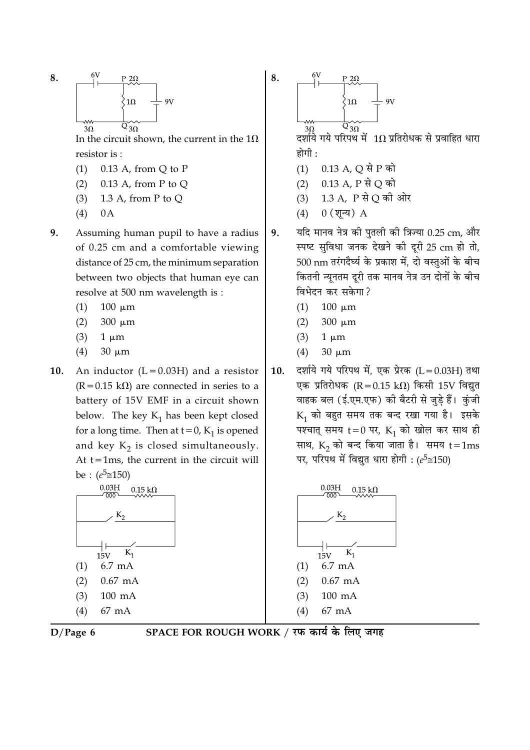8. In the circuit shown, the current in the $1\Omega$ resistor is :

(1) 0.13 A, from Q to P

(2) 0.13 A, from P to Q

(3) 1.3 A, from P to Q

(4) 0A

9. Assuming human pupil to have a radius of 0.25 cm and a comfortable viewing distance of 25 cm, the minimum separation between two objects that human eye can resolve at 500 nm wavelength is :

(1) 100 $\mu$m

(2) 300 $\mu$m

(3) 1 $\mu$m

(4) 30 $\mu$m

10. An inductor ($L = 0.03$H) and a resistor ($R = 0.15$ k$\Omega$) are connected in series to a battery of 15V EMF in a circuit shown below. The key $K_1$ has been kept closed for a long time. Then at $t = 0$, $K_1$ is opened and key $K_2$ is closed simultaneously. At $t = 1$ms, the current in the circuit will be : ($e^5 \cong 150$)

(1) 6.7 mA

(2) 0.67 mA

(3) 100 mA

(4) 67 mA

8. दर्शाये गये परिपथ में $1\Omega$ प्रतिरोधक से प्रवाहित धारा होगी :

(1) 0.13 A, Q से P को

(2) 0.13 A, P से Q को

(3) 1.3 A, P से Q की ओर

(4) 0 (शून्य) A

9. यदि मानव नेत्र की पुतली की त्रिज्या 0.25 cm, और स्पष्ट सुविधा जनक देखने की दूरी 25 cm हो तो, 500 nm तरंगदैर्ध्य के प्रकाश में, दो वस्तुओं के बीच कितनी न्यूनतम दूरी तक मानव नेत्र उन दोनों के बीच विभेदन कर सकेगा?

(1) 100 $\mu$m

(2) 300 $\mu$m

(3) 1 $\mu$m

(4) 30 $\mu$m

10. दर्शाये गये परिपथ में, एक प्रेरक ($L = 0.03$H) तथा एक प्रतिरोधक ($R = 0.15$ k$\Omega$) किसी 15V विद्युत वाहक बल (ई.एम.एफ) की बैटरी से जुड़े हैं। कुंजी $K_1$ को बहुत समय तक बन्द रखा गया है। इसके पश्चात् समय $t = 0$ पर, $K_1$ को खोल कर साथ ही साथ, $K_2$ को बन्द किया जाता है। समय $t = 1$ms पर, परिपथ में विद्युत धारा होगी : ($e^5 \cong 150$)

(1) 6.7 mA

(2) 0.67 mA

(3) 100 mA

(4) 67 mA

SPACE FOR ROUGH WORK / रफ कार्य के लिए जगह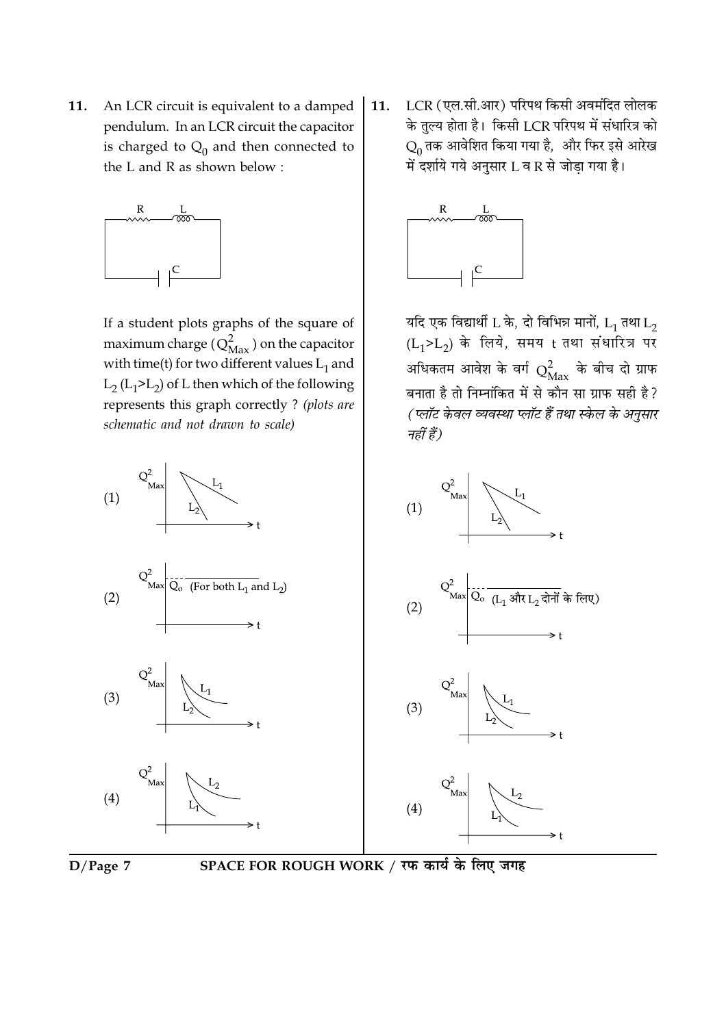11. An LCR circuit is equivalent to a damped pendulum. In an LCR circuit the capacitor is charged to $Q_0$ and then connected to the L and R as shown below :

If a student plots graphs of the square of maximum charge ($Q^2_{Max}$) on the capacitor with time(t) for two different values $L_1$ and $L_2$ ($L_1 > L_2$) of L then which of the following represents this graph correctly ? *(plots are schematic and not drawn to scale)*

(1)

(2) $Q_o$ (For both $L_1$ and $L_2$)

(3)

(4)

11. LCR (एल.सी.आर) परिपथ किसी अवमंदित लोलक के तुल्य होता है। किसी LCR परिपथ में संधारित्र को $Q_0$ तक आवेशित किया गया है, और फिर इसे आरेख में दर्शाये गये अनुसार L व R से जोड़ा गया है।

यदि एक विद्यार्थी L के, दो विभिन्न मानों, $L_1$ तथा $L_2$ ($L_1 > L_2$) के लिये, समय t तथा संधारित्र पर अधिकतम आवेश के वर्ग $Q^2_{Max}$ के बीच दो ग्राफ बनाता है तो निम्नांकित में से कौन सा ग्राफ सही है? *(प्लॉट केवल व्यवस्था प्लॉट हैं तथा स्केल के अनुसार नहीं हैं)*

(1)

(2) $Q_o$ ($L_1$ और $L_2$ दोनों के लिए)

(3)

(4)

SPACE FOR ROUGH WORK / रफ कार्य के लिए जगह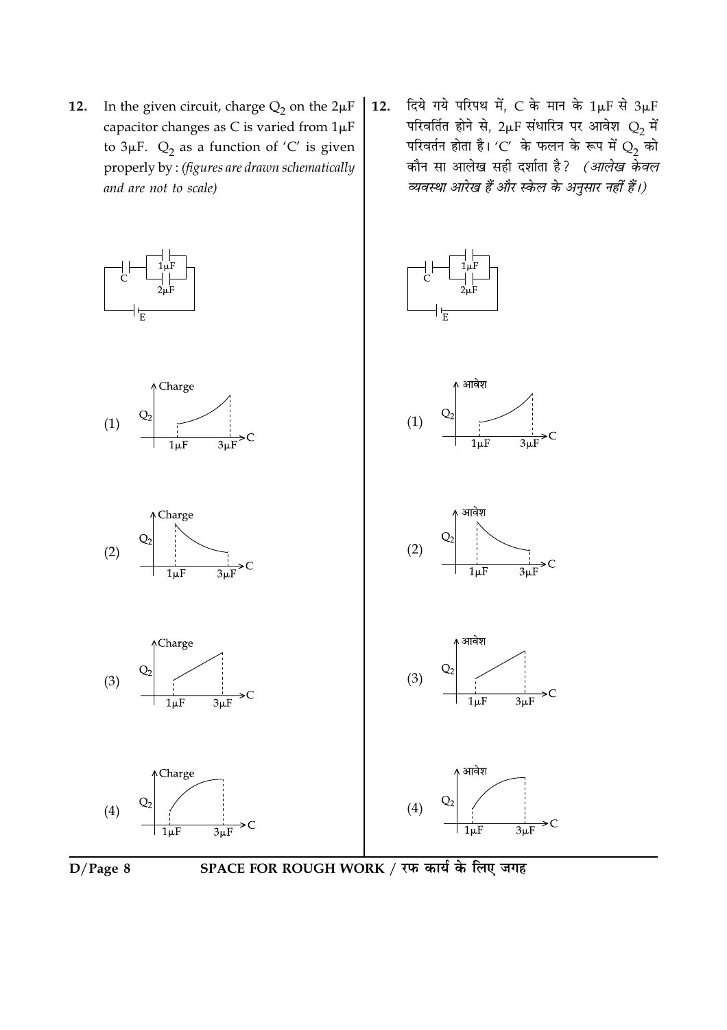**12.** In the given circuit, charge $Q_2$ on the $2\mu F$ capacitor changes as C is varied from $1\mu F$ to $3\mu F$. $Q_2$ as a function of 'C' is given properly by : *(figures are drawn schematically and are not to scale)*

(1)

(2)

(3)

(4)

**12.** दिये गये परिपथ में, C के मान के $1\mu F$ से $3\mu F$ परिवर्तित होने से, $2\mu F$ संधारित्र पर आवेश $Q_2$ में परिवर्तन होता है। 'C' के फलन के रूप में $Q_2$ को कौन सा आलेख सही दर्शाता है? *(आलेख केवल व्यवस्था आरेख हैं और स्केल के अनुसार नहीं हैं।)*

(1)

(2)

(3)

(4)

SPACE FOR ROUGH WORK / रफ कार्य के लिए जगह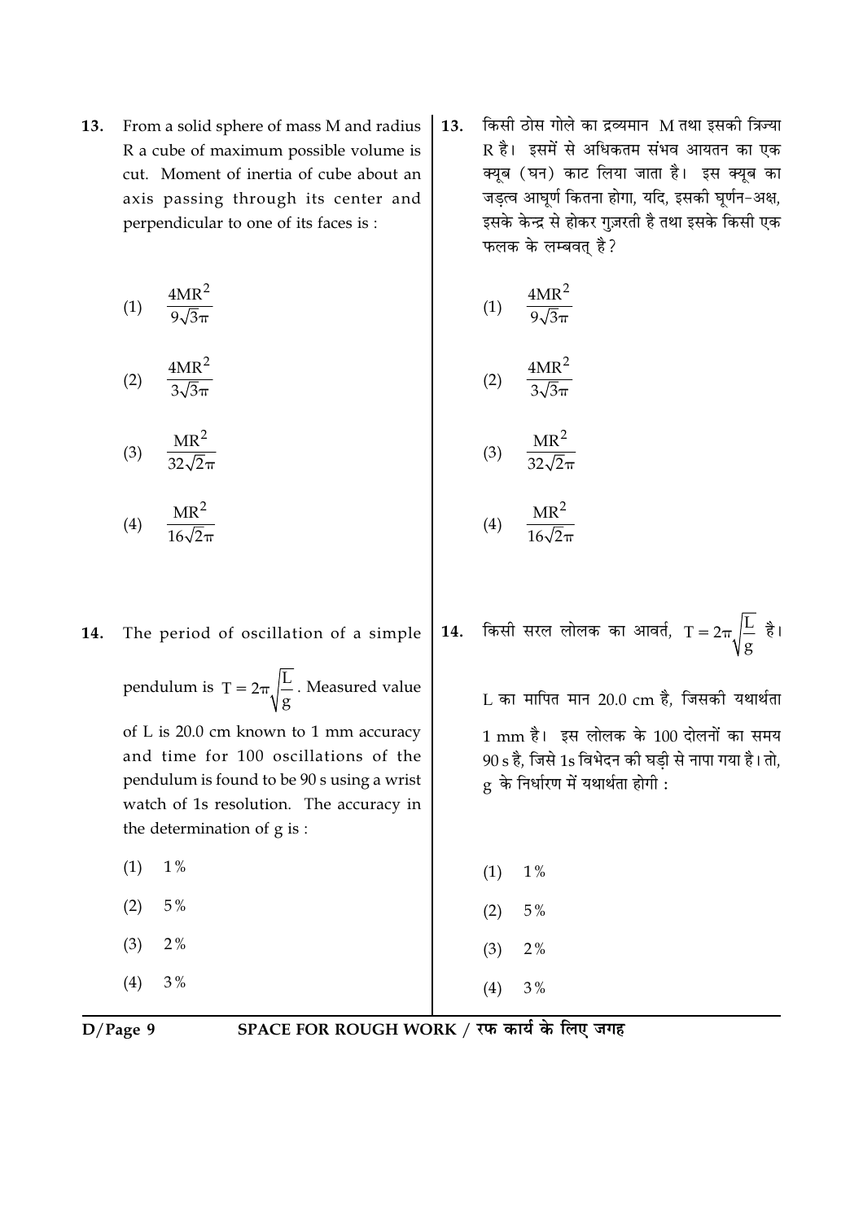13. From a solid sphere of mass M and radius R a cube of maximum possible volume is cut. Moment of inertia of cube about an axis passing through its center and perpendicular to one of its faces is :

(1) $\frac{4MR^2}{9\sqrt{3}\pi}$

(2) $\frac{4MR^2}{3\sqrt{3}\pi}$

(3) $\frac{MR^2}{32\sqrt{2}\pi}$

(4) $\frac{MR^2}{16\sqrt{2}\pi}$

13. किसी ठोस गोले का द्रव्यमान M तथा इसकी त्रिज्या R है। इसमें से अधिकतम संभव आयतन का एक क्यूब (घन) काट लिया जाता है। इस क्यूब का जड़त्व आघूर्ण कितना होगा, यदि, इसकी घूर्णन-अक्ष, इसके केन्द्र से होकर गुज़रती है तथा इसके किसी एक फलक के लम्बवत् है?

(1) $\frac{4MR^2}{9\sqrt{3}\pi}$

(2) $\frac{4MR^2}{3\sqrt{3}\pi}$

(3) $\frac{MR^2}{32\sqrt{2}\pi}$

(4) $\frac{MR^2}{16\sqrt{2}\pi}$

14. The period of oscillation of a simple pendulum is $T = 2\pi\sqrt{\frac{L}{g}}$. Measured value of L is 20.0 cm known to 1 mm accuracy and time for 100 oscillations of the pendulum is found to be 90 s using a wrist watch of 1s resolution. The accuracy in the determination of g is :

(1) 1%

(2) 5%

(3) 2%

(4) 3%

14. किसी सरल लोलक का आवर्त, $T = 2\pi\sqrt{\frac{L}{g}}$ है। L का मापित मान 20.0 cm है, जिसकी यथार्थता 1 mm है। इस लोलक के 100 दोलनों का समय 90 s है, जिसे 1s विभेदन की घड़ी से नापा गया है। तो, g के निर्धारण में यथार्थता होगी :

(1) 1%

(2) 5%

(3) 2%

(4) 3%

SPACE FOR ROUGH WORK / रफ कार्य के लिए जगह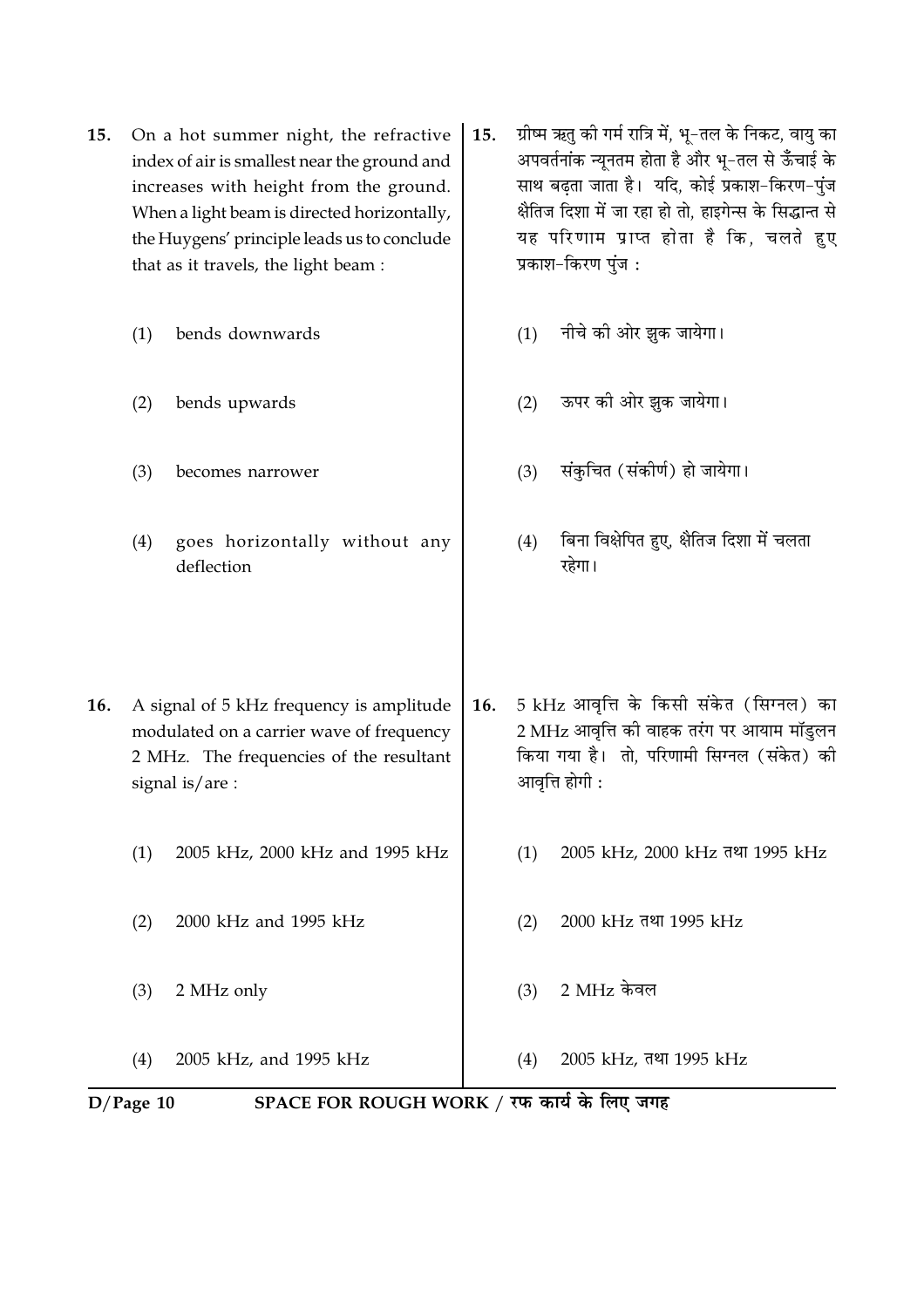15. On a hot summer night, the refractive index of air is smallest near the ground and increases with height from the ground. When a light beam is directed horizontally, the Huygens' principle leads us to conclude that as it travels, the light beam :

(1) bends downwards

(2) bends upwards

(3) becomes narrower

(4) goes horizontally without any deflection

15. ग्रीष्म ऋतु की गर्म रात्रि में, भू-तल के निकट, वायु का अपवर्तनांक न्यूनतम होता है और भू-तल से ऊँचाई के साथ बढ़ता जाता है। यदि, कोई प्रकाश-किरण-पुंज क्षैतिज दिशा में जा रहा हो तो, हाइगेन्स के सिद्धान्त से यह परिणाम प्राप्त होता है कि, चलते हुए प्रकाश-किरण पुंज :

(1) नीचे की ओर झुक जायेगा।

(2) ऊपर की ओर झुक जायेगा।

(3) संकुचित (संकीर्ण) हो जायेगा।

(4) बिना विक्षेपित हुए, क्षैतिज दिशा में चलता रहेगा।

16. A signal of 5 kHz frequency is amplitude modulated on a carrier wave of frequency 2 MHz. The frequencies of the resultant signal is/are :

(1) 2005 kHz, 2000 kHz and 1995 kHz

(2) 2000 kHz and 1995 kHz

(3) 2 MHz only

(4) 2005 kHz, and 1995 kHz

16. 5 kHz आवृत्ति के किसी संकेत (सिग्नल) का 2 MHz आवृत्ति की वाहक तरंग पर आयाम मॉडुलन किया गया है। तो, परिणामी सिग्नल (संकेत) की आवृत्ति होगी :

(1) 2005 kHz, 2000 kHz तथा 1995 kHz

(2) 2000 kHz तथा 1995 kHz

(3) 2 MHz केवल

(4) 2005 kHz, तथा 1995 kHz

SPACE FOR ROUGH WORK / रफ कार्य के लिए जगह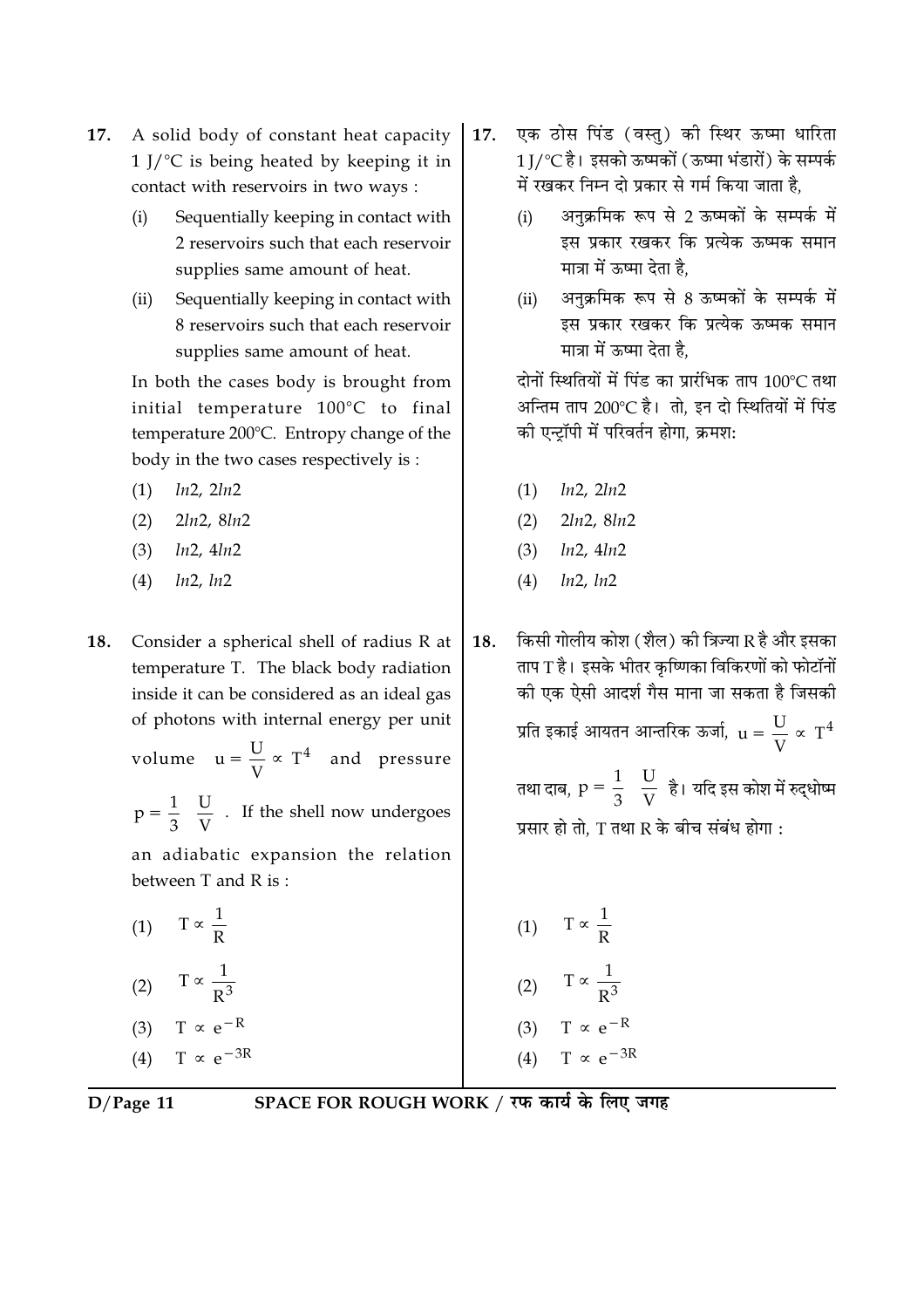17. A solid body of constant heat capacity 1 J/°C is being heated by keeping it in contact with reservoirs in two ways :

    (i) Sequentially keeping in contact with 2 reservoirs such that each reservoir supplies same amount of heat.

    (ii) Sequentially keeping in contact with 8 reservoirs such that each reservoir supplies same amount of heat.

    In both the cases body is brought from initial temperature 100°C to final temperature 200°C. Entropy change of the body in the two cases respectively is :

    (1) $ln2$, $2ln2$

    (2) $2ln2$, $8ln2$

    (3) $ln2$, $4ln2$

    (4) $ln2$, $ln2$

17. एक ठोस पिंड (वस्तु) की स्थिर ऊष्मा धारिता 1 J/°C है। इसको ऊष्मकों (ऊष्मा भंडारों) के सम्पर्क में रखकर निम्न दो प्रकार से गर्म किया जाता है,

    (i) अनुक्रमिक रूप से 2 ऊष्मकों के सम्पर्क में इस प्रकार रखकर कि प्रत्येक ऊष्मक समान मात्रा में ऊष्मा देता है,

    (ii) अनुक्रमिक रूप से 8 ऊष्मकों के सम्पर्क में इस प्रकार रखकर कि प्रत्येक ऊष्मक समान मात्रा में ऊष्मा देता है,

    दोनों स्थितियों में पिंड का प्रारंभिक ताप 100°C तथा अन्तिम ताप 200°C है। तो, इन दो स्थितियों में पिंड की एन्ट्रॉपी में परिवर्तन होगा, क्रमशः

    (1) $ln2$, $2ln2$

    (2) $2ln2$, $8ln2$

    (3) $ln2$, $4ln2$

    (4) $ln2$, $ln2$

18. Consider a spherical shell of radius R at temperature T. The black body radiation inside it can be considered as an ideal gas of photons with internal energy per unit volume $u = \frac{U}{V} \propto T^4$ and pressure $p = \frac{1}{3}\left(\frac{U}{V}\right)$. If the shell now undergoes an adiabatic expansion the relation between T and R is :

    (1) $T \propto \frac{1}{R}$

    (2) $T \propto \frac{1}{R^3}$

    (3) $T \propto e^{-R}$

    (4) $T \propto e^{-3R}$

18. किसी गोलीय कोश (शैल) की त्रिज्या R है और इसका ताप T है। इसके भीतर कृष्णिका विकिरणों को फोटॉनों की एक ऐसी आदर्श गैस माना जा सकता है जिसकी प्रति इकाई आयतन आन्तरिक ऊर्जा, $u = \frac{U}{V} \propto T^4$ तथा दाब, $p = \frac{1}{3}\left(\frac{U}{V}\right)$ है। यदि इस कोश में रुद्धोष्म प्रसार हो तो, T तथा R के बीच संबंध होगा :

    (1) $T \propto \frac{1}{R}$

    (2) $T \propto \frac{1}{R^3}$

    (3) $T \propto e^{-R}$

    (4) $T \propto e^{-3R}$

SPACE FOR ROUGH WORK / रफ कार्य के लिए जगह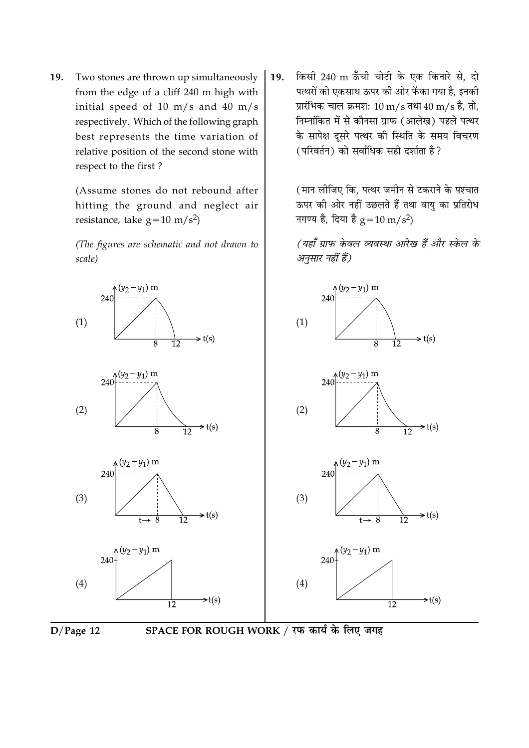19. Two stones are thrown up simultaneously from the edge of a cliff 240 m high with initial speed of 10 m/s and 40 m/s respectively. Which of the following graph best represents the time variation of relative position of the second stone with respect to the first ?

(Assume stones do not rebound after hitting the ground and neglect air resistance, take $g = 10\ m/s^2$)

*(The figures are schematic and not drawn to scale)*

(1) $(y_2 - y_1)$ m vs t(s) — 240, 8, 12

(2) $(y_2 - y_1)$ m vs t(s) — 240, 8, 12

(3) $(y_2 - y_1)$ m vs t(s) — 240, t→ 8, 12

(4) $(y_2 - y_1)$ m vs t(s) — 240, 12

19. किसी 240 m ऊँची चोटी के एक किनारे से, दो पत्थरों को एकसाथ ऊपर की ओर फेंका गया है, इनकी प्रारंभिक चाल क्रमश: 10 m/s तथा 40 m/s है, तो, निम्नांकित में से कौनसा ग्राफ (आलेख) पहले पत्थर के सापेक्ष दूसरे पत्थर की स्थिति के समय विचरण (परिवर्तन) को सर्वाधिक सही दर्शाता है?

(मान लीजिए कि, पत्थर जमीन से टकराने के पश्चात ऊपर की ओर नहीं उछलते हैं तथा वायु का प्रतिरोध नगण्य है, दिया है $g = 10\ m/s^2$)

*(यहाँ ग्राफ केवल व्यवस्था आरेख हैं और स्केल के अनुसार नहीं हैं)*

(1) $(y_2 - y_1)$ m vs t(s) — 240, 8, 12

(2) $(y_2 - y_1)$ m vs t(s) — 240, 8, 12

(3) $(y_2 - y_1)$ m vs t(s) — 240, t→ 8, 12

(4) $(y_2 - y_1)$ m vs t(s) — 240, 12

SPACE FOR ROUGH WORK / रफ कार्य के लिए जगह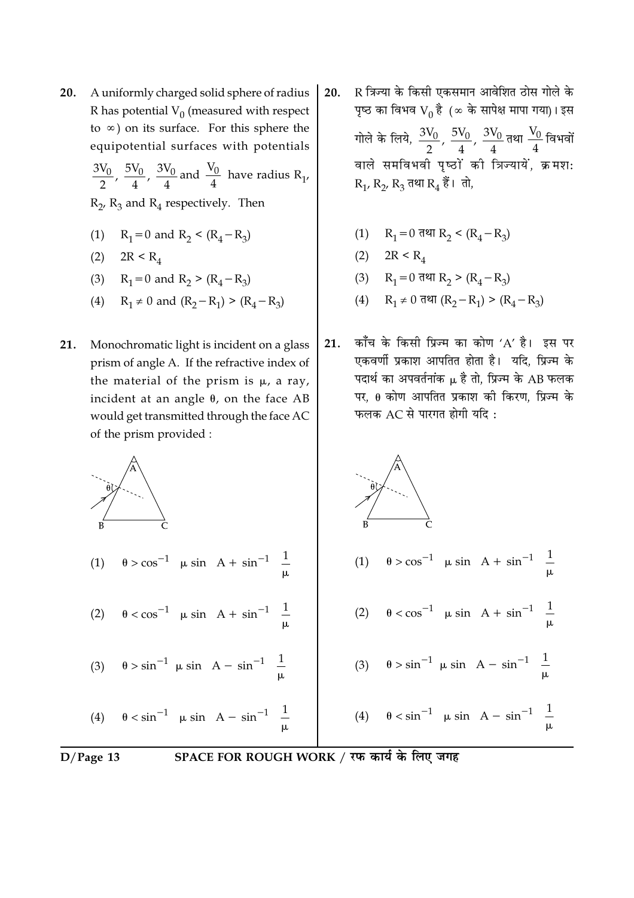20. A uniformly charged solid sphere of radius R has potential $V_0$ (measured with respect to $\infty$) on its surface. For this sphere the equipotential surfaces with potentials $\frac{3V_0}{2}$, $\frac{5V_0}{4}$, $\frac{3V_0}{4}$ and $\frac{V_0}{4}$ have radius $R_1$, $R_2$, $R_3$ and $R_4$ respectively. Then

(1) $R_1 = 0$ and $R_2 < (R_4 - R_3)$

(2) $2R < R_4$

(3) $R_1 = 0$ and $R_2 > (R_4 - R_3)$

(4) $R_1 \neq 0$ and $(R_2 - R_1) > (R_4 - R_3)$

20. R त्रिज्या के किसी एकसमान आवेशित ठोस गोले के पृष्ठ का विभव $V_0$ है ($\infty$ के सापेक्ष मापा गया)। इस गोले के लिये, $\frac{3V_0}{2}$, $\frac{5V_0}{4}$, $\frac{3V_0}{4}$ तथा $\frac{V_0}{4}$ विभवों वाले समविभवी पृष्ठों की त्रिज्यायें, क्रमश: $R_1$, $R_2$, $R_3$ तथा $R_4$ हैं। तो,

(1) $R_1 = 0$ तथा $R_2 < (R_4 - R_3)$

(2) $2R < R_4$

(3) $R_1 = 0$ तथा $R_2 > (R_4 - R_3)$

(4) $R_1 \neq 0$ तथा $(R_2 - R_1) > (R_4 - R_3)$

21. Monochromatic light is incident on a glass prism of angle A. If the refractive index of the material of the prism is $\mu$, a ray, incident at an angle $\theta$, on the face AB would get transmitted through the face AC of the prism provided :

(1) $\theta > \cos^{-1}\left[\mu \sin\left(A + \sin^{-1}\left(\frac{1}{\mu}\right)\right)\right]$

(2) $\theta < \cos^{-1}\left[\mu \sin\left(A + \sin^{-1}\left(\frac{1}{\mu}\right)\right)\right]$

(3) $\theta > \sin^{-1}\left[\mu \sin\left(A - \sin^{-1}\left(\frac{1}{\mu}\right)\right)\right]$

(4) $\theta < \sin^{-1}\left[\mu \sin\left(A - \sin^{-1}\left(\frac{1}{\mu}\right)\right)\right]$

21. काँच के किसी प्रिज्म का कोण 'A' है। इस पर एकवर्णी प्रकाश आपतित होता है। यदि, प्रिज्म के पदार्थ का अपवर्तनांक $\mu$ है तो, प्रिज्म के AB फलक पर, $\theta$ कोण आपतित प्रकाश की किरण, प्रिज्म के फलक AC से पारगत होगी यदि :

(1) $\theta > \cos^{-1}\left[\mu \sin\left(A + \sin^{-1}\left(\frac{1}{\mu}\right)\right)\right]$

(2) $\theta < \cos^{-1}\left[\mu \sin\left(A + \sin^{-1}\left(\frac{1}{\mu}\right)\right)\right]$

(3) $\theta > \sin^{-1}\left[\mu \sin\left(A - \sin^{-1}\left(\frac{1}{\mu}\right)\right)\right]$

(4) $\theta < \sin^{-1}\left[\mu \sin\left(A - \sin^{-1}\left(\frac{1}{\mu}\right)\right)\right]$

SPACE FOR ROUGH WORK / रफ कार्य के लिए जगह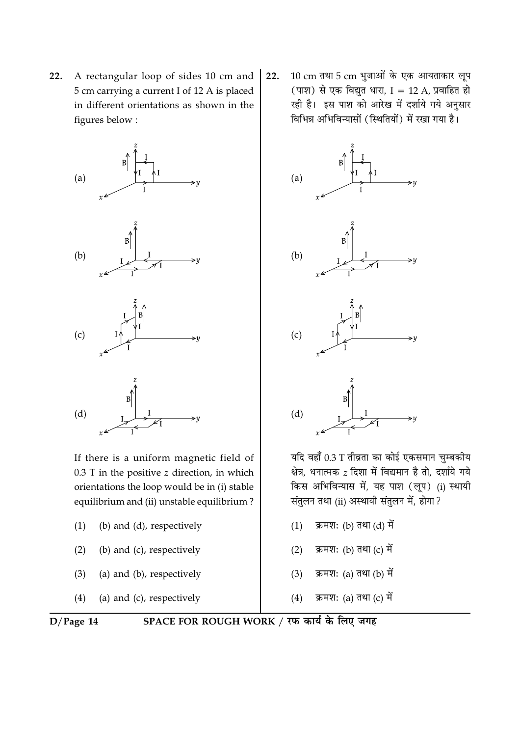**22.** A rectangular loop of sides 10 cm and 5 cm carrying a current I of 12 A is placed in different orientations as shown in the figures below :

(a)

(b)

(c)

(d)

If there is a uniform magnetic field of 0.3 T in the positive $z$ direction, in which orientations the loop would be in (i) stable equilibrium and (ii) unstable equilibrium ?

(1) (b) and (d), respectively

(2) (b) and (c), respectively

(3) (a) and (b), respectively

(4) (a) and (c), respectively

**22.** 10 cm तथा 5 cm भुजाओं के एक आयताकार लूप (पाश) से एक विद्युत धारा, I = 12 A, प्रवाहित हो रही है। इस पाश को आरेख में दर्शाये गये अनुसार विभिन्न अभिविन्यासों (स्थितियों) में रखा गया है।

(a)

(b)

(c)

(d)

यदि वहाँ 0.3 T तीव्रता का कोई एकसमान चुम्बकीय क्षेत्र, धनात्मक $z$ दिशा में विद्यमान है तो, दर्शाये गये किस अभिविन्यास में, यह पाश (लूप) (i) स्थायी संतुलन तथा (ii) अस्थायी संतुलन में, होगा ?

(1) क्रमशः (b) तथा (d) में

(2) क्रमशः (b) तथा (c) में

(3) क्रमशः (a) तथा (b) में

(4) क्रमशः (a) तथा (c) में

SPACE FOR ROUGH WORK / रफ कार्य के लिए जगह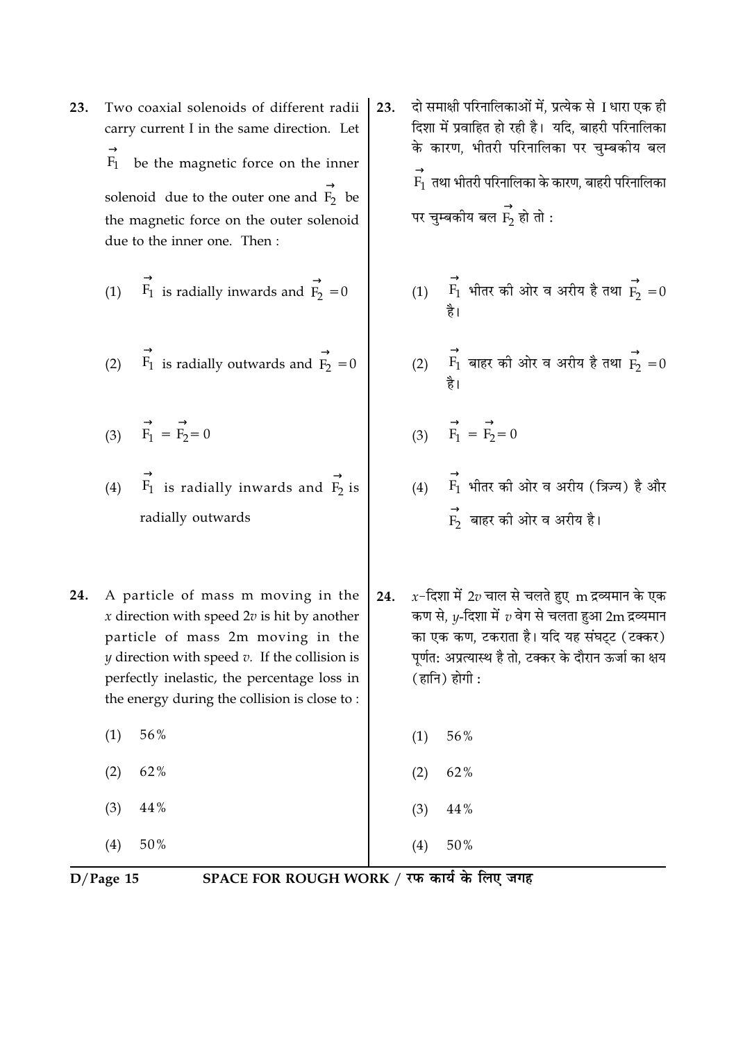23. Two coaxial solenoids of different radii carry current I in the same direction. Let $\vec{F_1}$ be the magnetic force on the inner solenoid due to the outer one and $\vec{F_2}$ be the magnetic force on the outer solenoid due to the inner one. Then :

(1) $\vec{F_1}$ is radially inwards and $\vec{F_2} = 0$

(2) $\vec{F_1}$ is radially outwards and $\vec{F_2} = 0$

(3) $\vec{F_1} = \vec{F_2} = 0$

(4) $\vec{F_1}$ is radially inwards and $\vec{F_2}$ is radially outwards

23. दो समाक्षी परिनालिकाओं में, प्रत्येक से I धारा एक ही दिशा में प्रवाहित हो रही है। यदि, बाहरी परिनालिका के कारण, भीतरी परिनालिका पर चुम्बकीय बल $\vec{F_1}$ तथा भीतरी परिनालिका के कारण, बाहरी परिनालिका पर चुम्बकीय बल $\vec{F_2}$ हो तो :

(1) $\vec{F_1}$ भीतर की ओर व अरीय है तथा $\vec{F_2} = 0$ है।

(2) $\vec{F_1}$ बाहर की ओर व अरीय है तथा $\vec{F_2} = 0$ है।

(3) $\vec{F_1} = \vec{F_2} = 0$

(4) $\vec{F_1}$ भीतर की ओर व अरीय (त्रिज्य) है और $\vec{F_2}$ बाहर की ओर व अरीय है।

24. A particle of mass m moving in the $x$ direction with speed $2v$ is hit by another particle of mass 2m moving in the $y$ direction with speed $v$. If the collision is perfectly inelastic, the percentage loss in the energy during the collision is close to :

(1) 56%

(2) 62%

(3) 44%

(4) 50%

24. $x$-दिशा में $2v$ चाल से चलते हुए m द्रव्यमान के एक कण से, $y$-दिशा में $v$ वेग से चलता हुआ 2m द्रव्यमान का एक कण, टकराता है। यदि यह संघट्ट (टक्कर) पूर्णत: अप्रत्यास्थ है तो, टक्कर के दौरान ऊर्जा का क्षय (हानि) होगी :

(1) 56%

(2) 62%

(3) 44%

(4) 50%

SPACE FOR ROUGH WORK / रफ कार्य के लिए जगह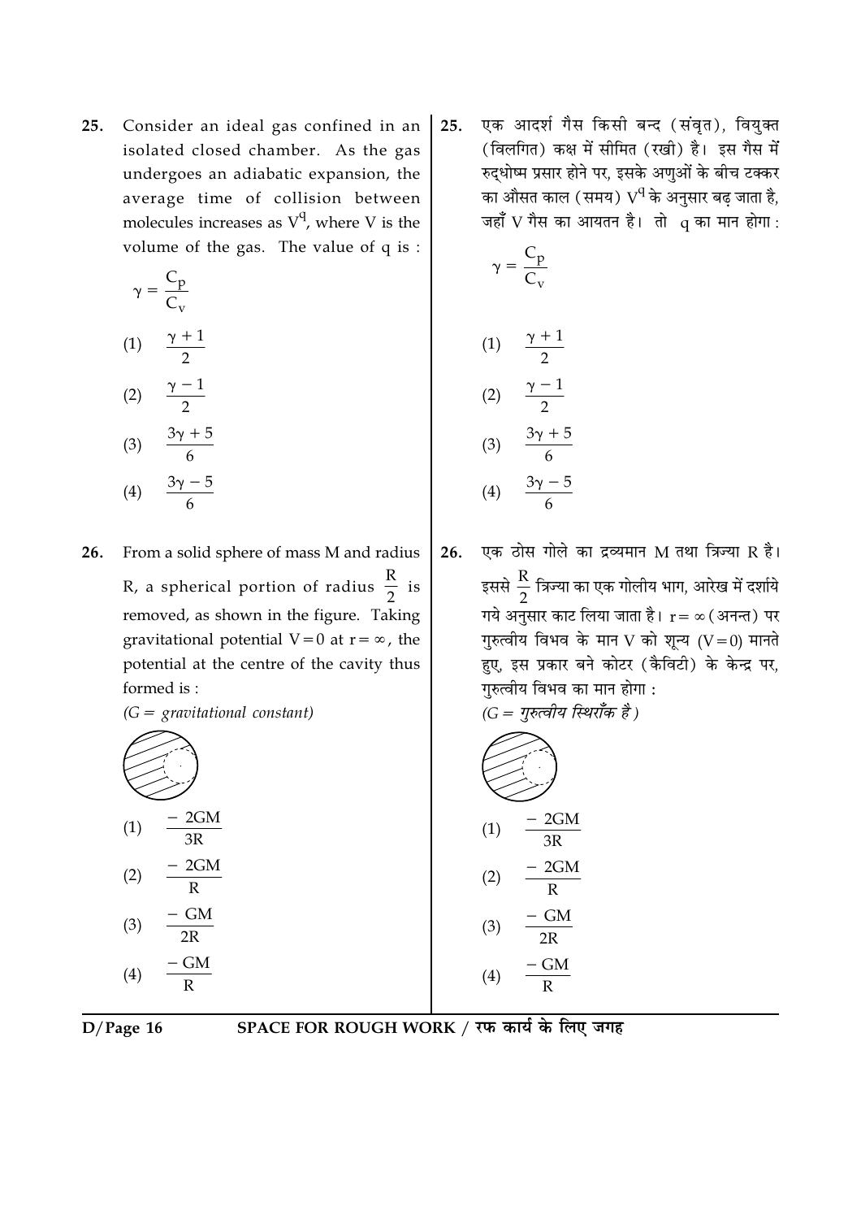25. Consider an ideal gas confined in an isolated closed chamber. As the gas undergoes an adiabatic expansion, the average time of collision between molecules increases as $V^q$, where V is the volume of the gas. The value of q is :

$\gamma = \frac{C_p}{C_v}$

(1) $\frac{\gamma + 1}{2}$

(2) $\frac{\gamma - 1}{2}$

(3) $\frac{3\gamma + 5}{6}$

(4) $\frac{3\gamma - 5}{6}$

25. एक आदर्श गैस किसी बन्द (संवृत), वियुक्त (विलगित) कक्ष में सीमित (रखी) है। इस गैस में रुद्धोष्म प्रसार होने पर, इसके अणुओं के बीच टक्कर का औसत काल (समय) $V^q$ के अनुसार बढ़ जाता है, जहाँ V गैस का आयतन है। तो q का मान होगा :

$\gamma = \frac{C_p}{C_v}$

(1) $\frac{\gamma + 1}{2}$

(2) $\frac{\gamma - 1}{2}$

(3) $\frac{3\gamma + 5}{6}$

(4) $\frac{3\gamma - 5}{6}$

26. From a solid sphere of mass M and radius R, a spherical portion of radius $\frac{R}{2}$ is removed, as shown in the figure. Taking gravitational potential V = 0 at $r = \infty$, the potential at the centre of the cavity thus formed is :

*(G = gravitational constant)*

(1) $\frac{-2GM}{3R}$

(2) $\frac{-2GM}{R}$

(3) $\frac{-GM}{2R}$

(4) $\frac{-GM}{R}$

26. एक ठोस गोले का द्रव्यमान M तथा त्रिज्या R है। इससे $\frac{R}{2}$ त्रिज्या का एक गोलीय भाग, आरेख में दर्शाये गये अनुसार काट लिया जाता है। $r = \infty$ (अनन्त) पर गुरुत्वीय विभव के मान V को शून्य (V = 0) मानते हुए, इस प्रकार बने कोटर (कैविटी) के केन्द्र पर, गुरुत्वीय विभव का मान होगा :

*(G = गुरुत्वीय स्थिराँक है )*

(1) $\frac{-2GM}{3R}$

(2) $\frac{-2GM}{R}$

(3) $\frac{-GM}{2R}$

(4) $\frac{-GM}{R}$

SPACE FOR ROUGH WORK / रफ कार्य के लिए जगह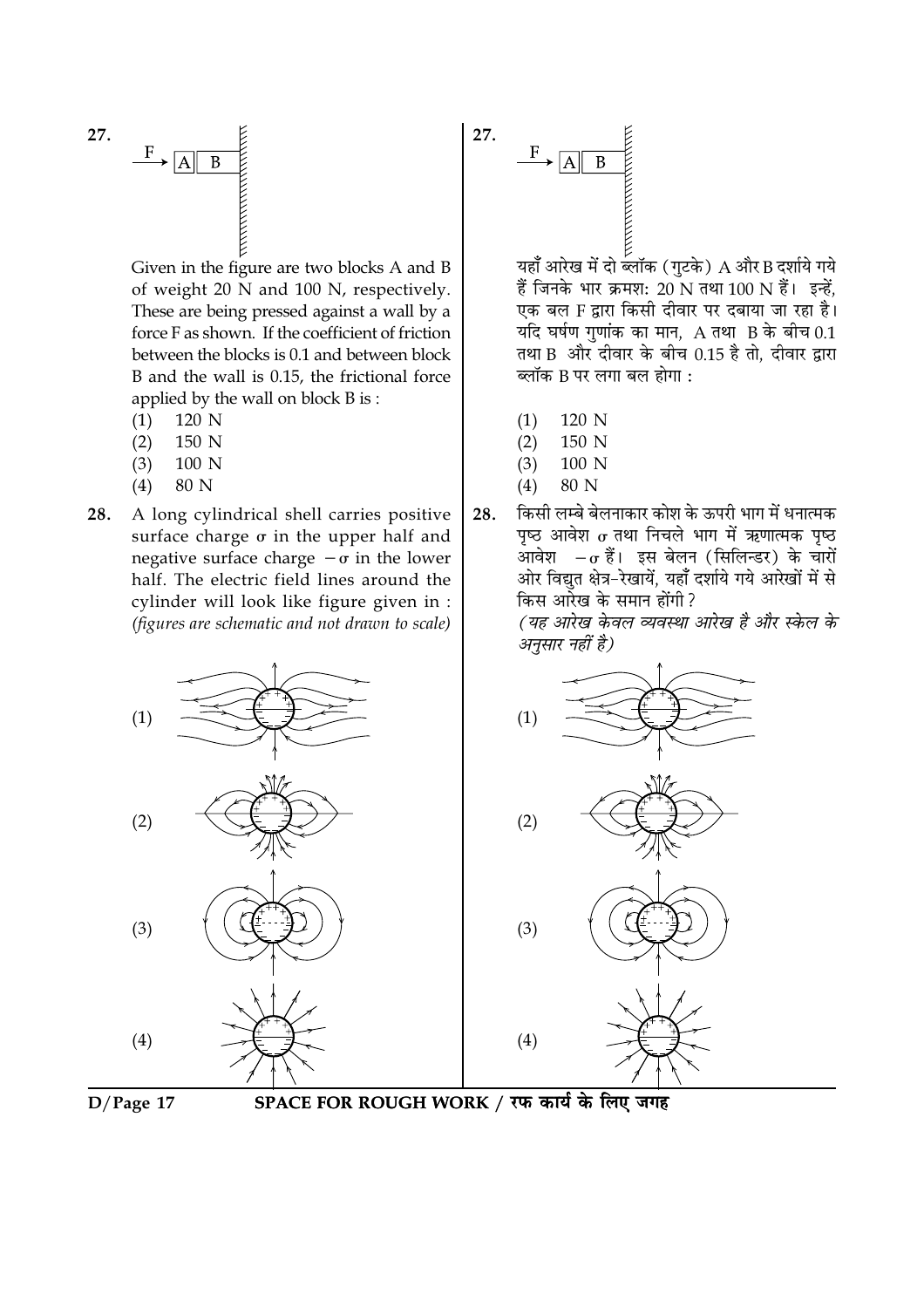27.

Given in the figure are two blocks A and B of weight 20 N and 100 N, respectively. These are being pressed against a wall by a force F as shown. If the coefficient of friction between the blocks is 0.1 and between block B and the wall is 0.15, the frictional force applied by the wall on block B is :

(1) 120 N
(2) 150 N
(3) 100 N
(4) 80 N

28. A long cylindrical shell carries positive surface charge $\sigma$ in the upper half and negative surface charge $-\sigma$ in the lower half. The electric field lines around the cylinder will look like figure given in : *(figures are schematic and not drawn to scale)*

(1)

(2)

(3)

(4)

27.

यहाँ आरेख में दो ब्लॉक (गुटके) A और B दर्शाये गये हैं जिनके भार क्रमश: 20 N तथा 100 N हैं। इन्हें, एक बल F द्वारा किसी दीवार पर दबाया जा रहा है। यदि घर्षण गुणांक का मान, A तथा B के बीच 0.1 तथा B और दीवार के बीच 0.15 है तो, दीवार द्वारा ब्लॉक B पर लगा बल होगा :

(1) 120 N
(2) 150 N
(3) 100 N
(4) 80 N

28. किसी लम्बे बेलनाकार कोश के ऊपरी भाग में धनात्मक पृष्ठ आवेश $\sigma$ तथा निचले भाग में ऋणात्मक पृष्ठ आवेश $-\sigma$ हैं। इस बेलन (सिलिन्डर) के चारों ओर विद्युत क्षेत्र-रेखायें, यहाँ दर्शाये गये आरेखों में से किस आरेख के समान होंगी?

*(यह आरेख केवल व्यवस्था आरेख है और स्केल के अनुसार नहीं है)*

(1)

(2)

(3)

(4)

SPACE FOR ROUGH WORK / रफ कार्य के लिए जगह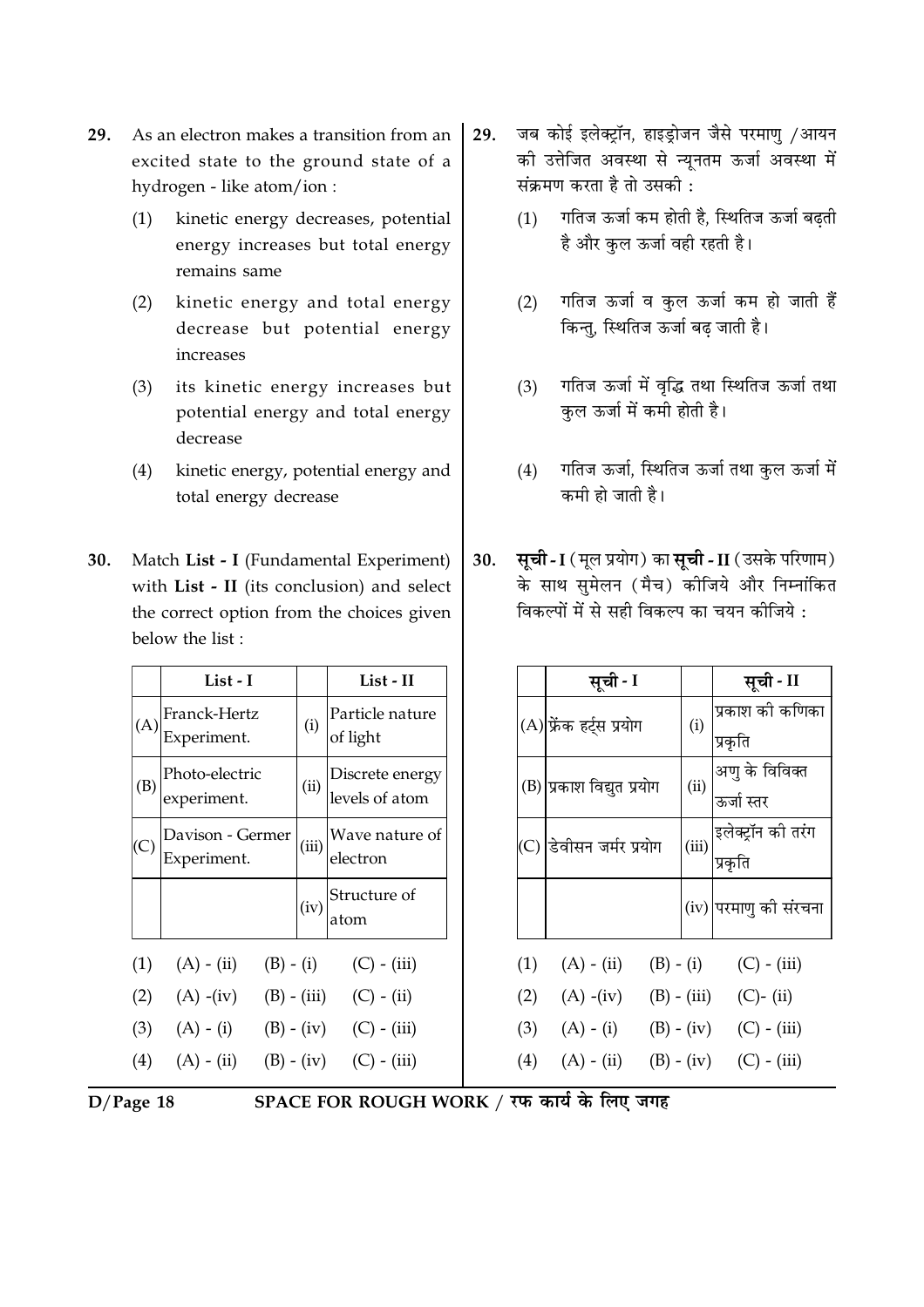29. As an electron makes a transition from an excited state to the ground state of a hydrogen - like atom/ion :

(1) kinetic energy decreases, potential energy increases but total energy remains same

(2) kinetic energy and total energy decrease but potential energy increases

(3) its kinetic energy increases but potential energy and total energy decrease

(4) kinetic energy, potential energy and total energy decrease

30. Match **List - I** (Fundamental Experiment) with **List - II** (its conclusion) and select the correct option from the choices given below the list :

| | List - I | | List - II |
|---|---|---|---|
| (A) | Franck-Hertz Experiment. | (i) | Particle nature of light |
| (B) | Photo-electric experiment. | (ii) | Discrete energy levels of atom |
| (C) | Davison - Germer Experiment. | (iii) | Wave nature of electron |
| | | (iv) | Structure of atom |

(1) (A) - (ii) (B) - (i) (C) - (iii)

(2) (A) -(iv) (B) - (iii) (C) - (ii)

(3) (A) - (i) (B) - (iv) (C) - (iii)

(4) (A) - (ii) (B) - (iv) (C) - (iii)

29. जब कोई इलेक्ट्रॉन, हाइड्रोजन जैसे परमाणु /आयन की उत्तेजित अवस्था से न्यूनतम ऊर्जा अवस्था में संक्रमण करता है तो उसकी :

(1) गतिज ऊर्जा कम होती है, स्थितिज ऊर्जा बढ़ती है और कुल ऊर्जा वही रहती है।

(2) गतिज ऊर्जा व कुल ऊर्जा कम हो जाती हैं किन्तु, स्थितिज ऊर्जा बढ़ जाती है।

(3) गतिज ऊर्जा में वृद्धि तथा स्थितिज ऊर्जा तथा कुल ऊर्जा में कमी होती है।

(4) गतिज ऊर्जा, स्थितिज ऊर्जा तथा कुल ऊर्जा में कमी हो जाती है।

30. **सूची - I** (मूल प्रयोग) का **सूची - II** (उसके परिणाम) के साथ सुमेलन (मैच) कीजिये और निम्नांकित विकल्पों में से सही विकल्प का चयन कीजिये :

| | सूची - I | | सूची - II |
|---|---|---|---|
| (A) | फ्रेंक हर्ट्स प्रयोग | (i) | प्रकाश की कणिका प्रकृति |
| (B) | प्रकाश विद्युत प्रयोग | (ii) | अणु के विविक्त ऊर्जा स्तर |
| (C) | डेवीसन जर्मर प्रयोग | (iii) | इलेक्ट्रॉन की तरंग प्रकृति |
| | | (iv) | परमाणु की संरचना |

(1) (A) - (ii) (B) - (i) (C) - (iii)

(2) (A) -(iv) (B) - (iii) (C)- (ii)

(3) (A) - (i) (B) - (iv) (C) - (iii)

(4) (A) - (ii) (B) - (iv) (C) - (iii)

SPACE FOR ROUGH WORK / रफ कार्य के लिए जगह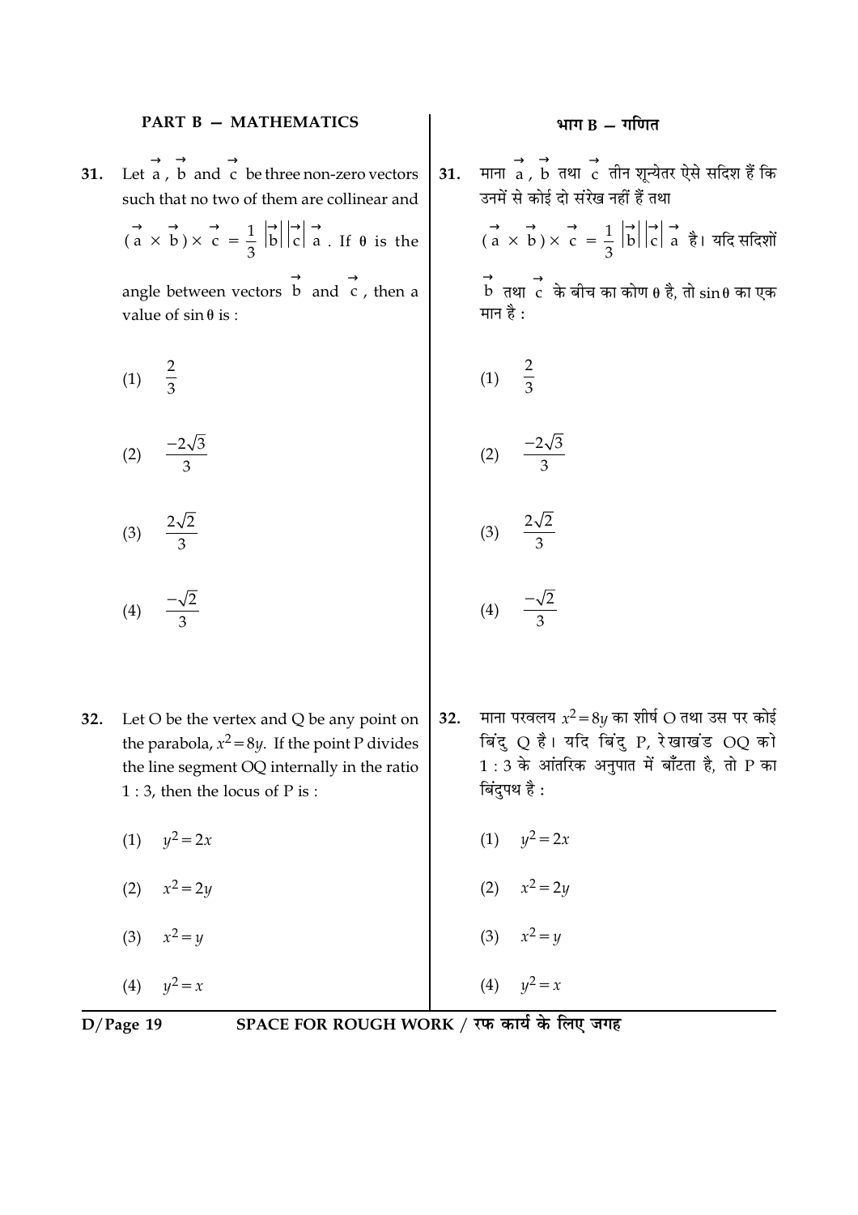## PART B — MATHEMATICS

**31.** Let $\vec{a}$, $\vec{b}$ and $\vec{c}$ be three non-zero vectors such that no two of them are collinear and $(\vec{a} \times \vec{b}) \times \vec{c} = \frac{1}{3} |\vec{b}| |\vec{c}| \vec{a}$. If $\theta$ is the angle between vectors $\vec{b}$ and $\vec{c}$, then a value of $\sin\theta$ is :

(1) $\frac{2}{3}$

(2) $\frac{-2\sqrt{3}}{3}$

(3) $\frac{2\sqrt{2}}{3}$

(4) $\frac{-\sqrt{2}}{3}$

**32.** Let O be the vertex and Q be any point on the parabola, $x^2 = 8y$. If the point P divides the line segment OQ internally in the ratio 1 : 3, then the locus of P is :

(1) $y^2 = 2x$

(2) $x^2 = 2y$

(3) $x^2 = y$

(4) $y^2 = x$

## भाग B — गणित

**31.** माना $\vec{a}$, $\vec{b}$ तथा $\vec{c}$ तीन शून्येतर ऐसे सदिश हैं कि उनमें से कोई दो संरेख नहीं हैं तथा $(\vec{a} \times \vec{b}) \times \vec{c} = \frac{1}{3} |\vec{b}| |\vec{c}| \vec{a}$ है। यदि सदिशों $\vec{b}$ तथा $\vec{c}$ के बीच का कोण $\theta$ है, तो $\sin\theta$ का एक मान है :

(1) $\frac{2}{3}$

(2) $\frac{-2\sqrt{3}}{3}$

(3) $\frac{2\sqrt{2}}{3}$

(4) $\frac{-\sqrt{2}}{3}$

**32.** माना परवलय $x^2 = 8y$ का शीर्ष O तथा उस पर कोई बिंदु Q है। यदि बिंदु P, रेखाखंड OQ को 1 : 3 के आंतरिक अनुपात में बाँटता है, तो P का बिंदुपथ है :

(1) $y^2 = 2x$

(2) $x^2 = 2y$

(3) $x^2 = y$

(4) $y^2 = x$

SPACE FOR ROUGH WORK / रफ कार्य के लिए जगह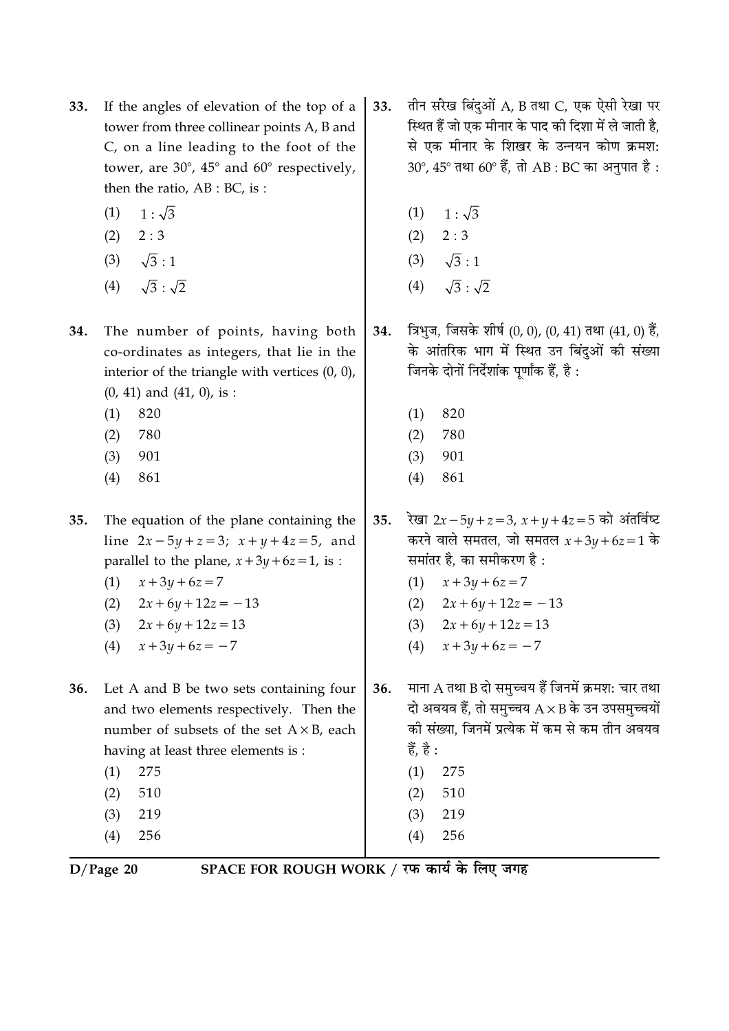33. If the angles of elevation of the top of a tower from three collinear points A, B and C, on a line leading to the foot of the tower, are 30°, 45° and 60° respectively, then the ratio, AB : BC, is :

(1) $1 : \sqrt{3}$
(2) $2 : 3$
(3) $\sqrt{3} : 1$
(4) $\sqrt{3} : \sqrt{2}$

33. तीन संरेख बिंदुओं A, B तथा C, एक ऐसी रेखा पर स्थित हैं जो एक मीनार के पाद की दिशा में ले जाती है, से एक मीनार के शिखर के उन्नयन कोण क्रमशः 30°, 45° तथा 60° हैं, तो AB : BC का अनुपात है :

(1) $1 : \sqrt{3}$
(2) $2 : 3$
(3) $\sqrt{3} : 1$
(4) $\sqrt{3} : \sqrt{2}$

34. The number of points, having both co-ordinates as integers, that lie in the interior of the triangle with vertices (0, 0), (0, 41) and (41, 0), is :

(1) 820
(2) 780
(3) 901
(4) 861

34. त्रिभुज, जिसके शीर्ष (0, 0), (0, 41) तथा (41, 0) हैं, के आंतरिक भाग में स्थित उन बिंदुओं की संख्या जिनके दोनों निर्देशांक पूर्णांक हैं, है :

(1) 820
(2) 780
(3) 901
(4) 861

35. The equation of the plane containing the line $2x - 5y + z = 3$; $x + y + 4z = 5$, and parallel to the plane, $x + 3y + 6z = 1$, is :

(1) $x + 3y + 6z = 7$
(2) $2x + 6y + 12z = -13$
(3) $2x + 6y + 12z = 13$
(4) $x + 3y + 6z = -7$

35. रेखा $2x - 5y + z = 3$, $x + y + 4z = 5$ को अंतर्विष्ट करने वाले समतल, जो समतल $x + 3y + 6z = 1$ के समांतर है, का समीकरण है :

(1) $x + 3y + 6z = 7$
(2) $2x + 6y + 12z = -13$
(3) $2x + 6y + 12z = 13$
(4) $x + 3y + 6z = -7$

36. Let A and B be two sets containing four and two elements respectively. Then the number of subsets of the set $A \times B$, each having at least three elements is :

(1) 275
(2) 510
(3) 219
(4) 256

36. माना A तथा B दो समुच्चय हैं जिनमें क्रमशः चार तथा दो अवयव हैं, तो समुच्चय $A \times B$ के उन उपसमुच्चयों की संख्या, जिनमें प्रत्येक में कम से कम तीन अवयव हैं, है :

(1) 275
(2) 510
(3) 219
(4) 256

SPACE FOR ROUGH WORK / रफ कार्य के लिए जगह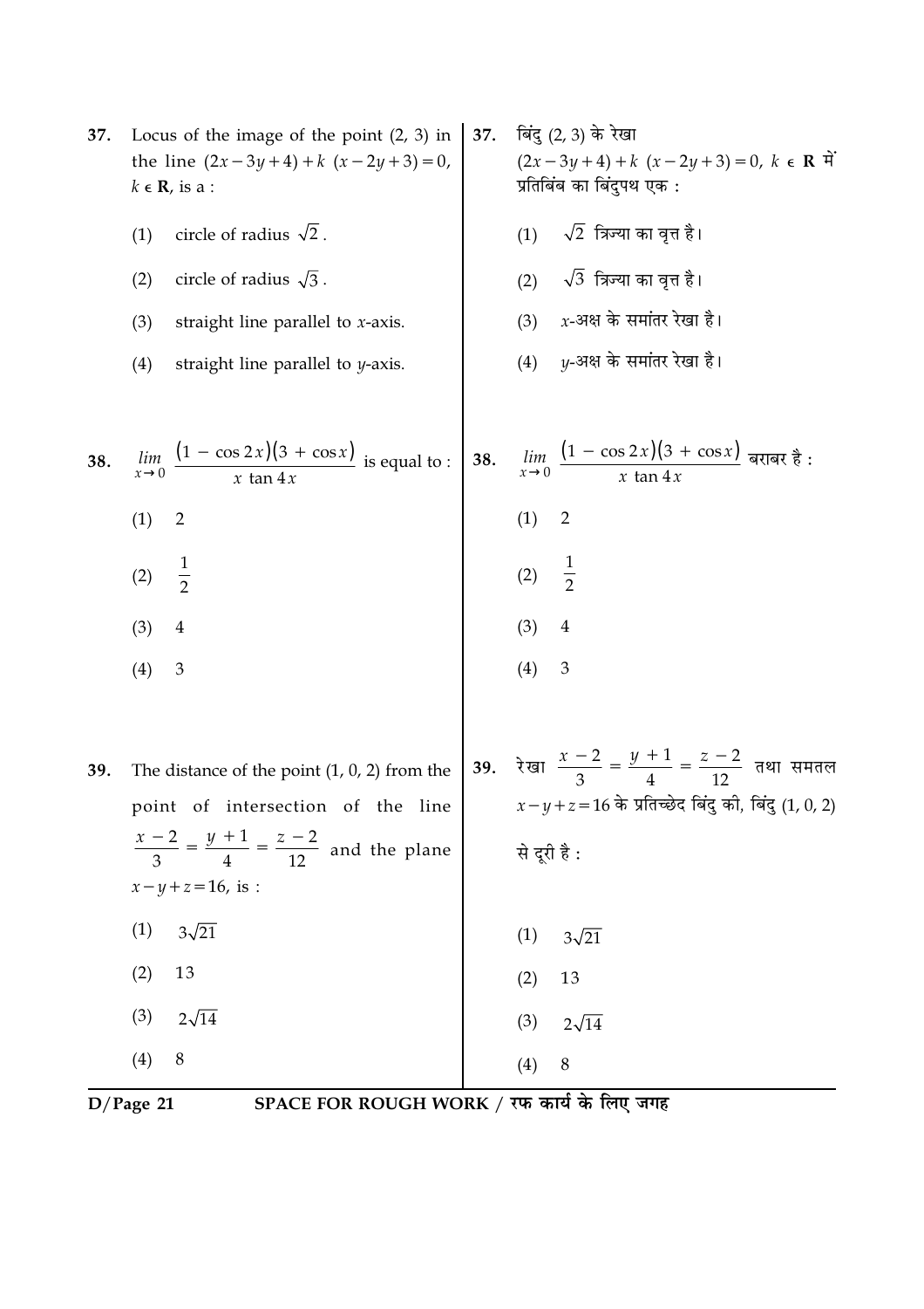37. Locus of the image of the point (2, 3) in the line $(2x - 3y + 4) + k\ (x - 2y + 3) = 0$, $k \in \mathbf{R}$, is a :

(1) circle of radius $\sqrt{2}$.

(2) circle of radius $\sqrt{3}$.

(3) straight line parallel to $x$-axis.

(4) straight line parallel to $y$-axis.

37. बिंदु (2, 3) के रेखा $(2x - 3y + 4) + k\ (x - 2y + 3) = 0$, $k \in \mathbf{R}$ में प्रतिबिंब का बिंदुपथ एक :

(1) $\sqrt{2}$ त्रिज्या का वृत्त है।

(2) $\sqrt{3}$ त्रिज्या का वृत्त है।

(3) $x$-अक्ष के समांतर रेखा है।

(4) $y$-अक्ष के समांतर रेखा है।

38. $\lim\limits_{x \to 0} \dfrac{(1 - \cos 2x)(3 + \cos x)}{x \tan 4x}$ is equal to :

(1) 2

(2) $\frac{1}{2}$

(3) 4

(4) 3

38. $\lim\limits_{x \to 0} \dfrac{(1 - \cos 2x)(3 + \cos x)}{x \tan 4x}$ बराबर है :

(1) 2

(2) $\frac{1}{2}$

(3) 4

(4) 3

39. The distance of the point (1, 0, 2) from the point of intersection of the line $\dfrac{x-2}{3} = \dfrac{y+1}{4} = \dfrac{z-2}{12}$ and the plane $x - y + z = 16$, is :

(1) $3\sqrt{21}$

(2) 13

(3) $2\sqrt{14}$

(4) 8

39. रेखा $\dfrac{x-2}{3} = \dfrac{y+1}{4} = \dfrac{z-2}{12}$ तथा समतल $x - y + z = 16$ के प्रतिच्छेद बिंदु की, बिंदु (1, 0, 2) से दूरी है :

(1) $3\sqrt{21}$

(2) 13

(3) $2\sqrt{14}$

(4) 8

SPACE FOR ROUGH WORK / रफ कार्य के लिए जगह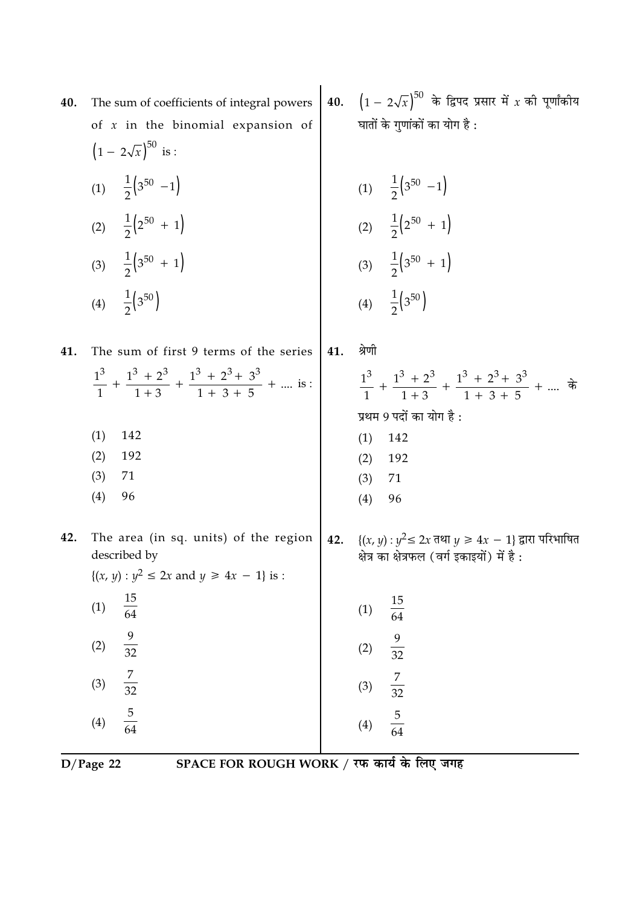40. The sum of coefficients of integral powers of $x$ in the binomial expansion of $\left(1 - 2\sqrt{x}\right)^{50}$ is :

(1) $\frac{1}{2}\left(3^{50} - 1\right)$

(2) $\frac{1}{2}\left(2^{50} + 1\right)$

(3) $\frac{1}{2}\left(3^{50} + 1\right)$

(4) $\frac{1}{2}\left(3^{50}\right)$

40. $\left(1 - 2\sqrt{x}\right)^{50}$ के द्विपद प्रसार में $x$ की पूर्णांकीय घातों के गुणांकों का योग है :

(1) $\frac{1}{2}\left(3^{50} - 1\right)$

(2) $\frac{1}{2}\left(2^{50} + 1\right)$

(3) $\frac{1}{2}\left(3^{50} + 1\right)$

(4) $\frac{1}{2}\left(3^{50}\right)$

41. The sum of first 9 terms of the series

$$\frac{1^3}{1} + \frac{1^3 + 2^3}{1 + 3} + \frac{1^3 + 2^3 + 3^3}{1 + 3 + 5} + \ldots \text{ is :}$$

(1) 142

(2) 192

(3) 71

(4) 96

41. श्रेणी

$$\frac{1^3}{1} + \frac{1^3 + 2^3}{1 + 3} + \frac{1^3 + 2^3 + 3^3}{1 + 3 + 5} + \ldots$$ के

प्रथम 9 पदों का योग है :

(1) 142

(2) 192

(3) 71

(4) 96

42. The area (in sq. units) of the region described by

$\{(x, y) : y^2 \leq 2x \text{ and } y \geq 4x - 1\}$ is :

(1) $\frac{15}{64}$

(2) $\frac{9}{32}$

(3) $\frac{7}{32}$

(4) $\frac{5}{64}$

42. $\{(x, y) : y^2 \leq 2x$ तथा $y \geq 4x - 1\}$ द्वारा परिभाषित क्षेत्र का क्षेत्रफल (वर्ग इकाइयों) में है :

(1) $\frac{15}{64}$

(2) $\frac{9}{32}$

(3) $\frac{7}{32}$

(4) $\frac{5}{64}$

SPACE FOR ROUGH WORK / रफ कार्य के लिए जगह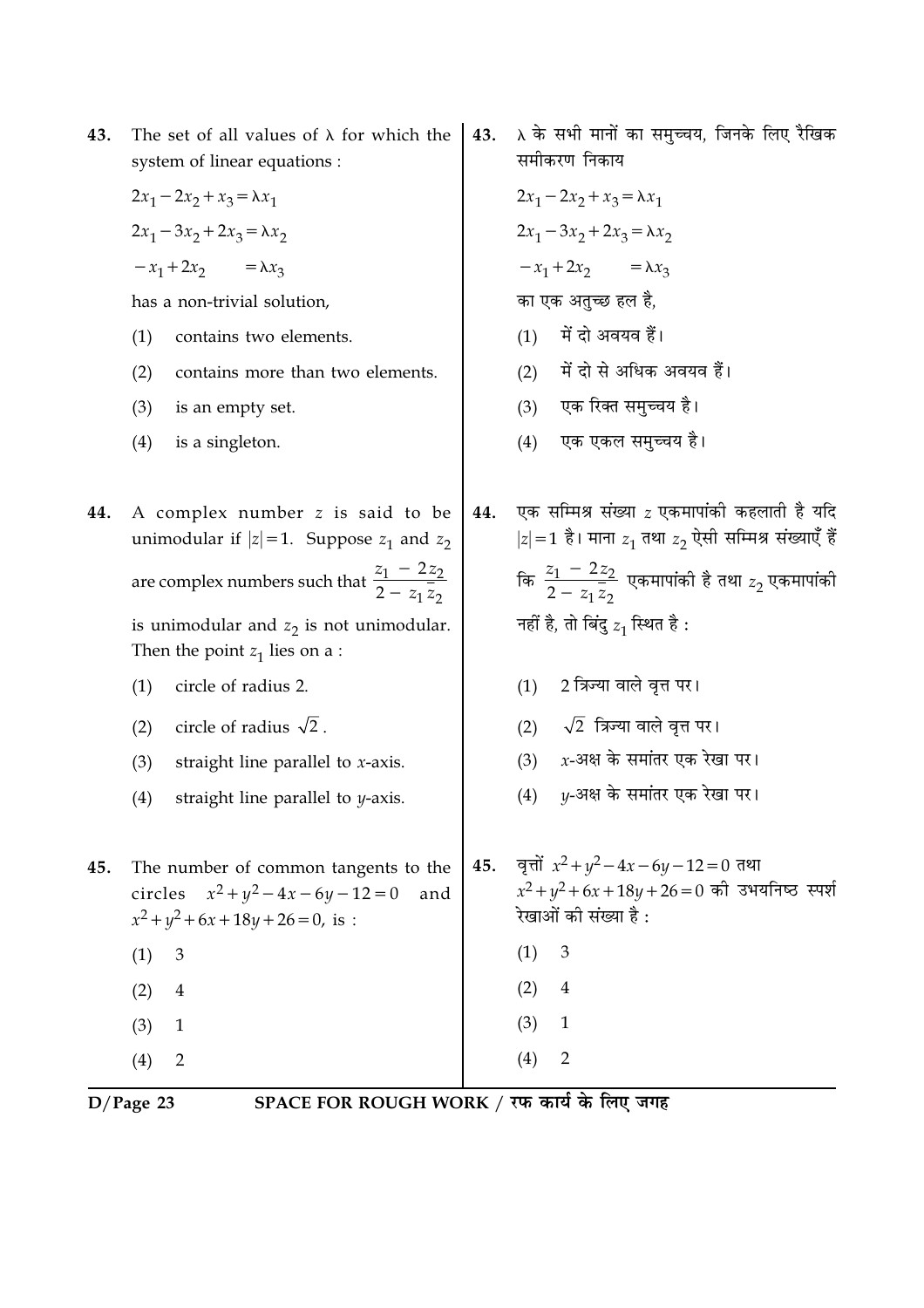43. The set of all values of λ for which the system of linear equations :

$2x_1 - 2x_2 + x_3 = \lambda x_1$

$2x_1 - 3x_2 + 2x_3 = \lambda x_2$

$-x_1 + 2x_2 \quad = \lambda x_3$

has a non-trivial solution,

(1) contains two elements.

(2) contains more than two elements.

(3) is an empty set.

(4) is a singleton.

43. λ के सभी मानों का समुच्चय, जिनके लिए रैखिक समीकरण निकाय

$2x_1 - 2x_2 + x_3 = \lambda x_1$

$2x_1 - 3x_2 + 2x_3 = \lambda x_2$

$-x_1 + 2x_2 \quad = \lambda x_3$

का एक अतुच्छ हल है,

(1) में दो अवयव हैं।

(2) में दो से अधिक अवयव हैं।

(3) एक रिक्त समुच्चय है।

(4) एक एकल समुच्चय है।

44. A complex number $z$ is said to be unimodular if $|z| = 1$. Suppose $z_1$ and $z_2$ are complex numbers such that $\frac{z_1 - 2z_2}{2 - z_1 \bar{z}_2}$ is unimodular and $z_2$ is not unimodular. Then the point $z_1$ lies on a :

(1) circle of radius 2.

(2) circle of radius $\sqrt{2}$.

(3) straight line parallel to $x$-axis.

(4) straight line parallel to $y$-axis.

44. एक सम्मिश्र संख्या $z$ एकमापांकी कहलाती है यदि $|z| = 1$ है। माना $z_1$ तथा $z_2$ ऐसी सम्मिश्र संख्याएँ हैं कि $\frac{z_1 - 2z_2}{2 - z_1 \bar{z}_2}$ एकमापांकी है तथा $z_2$ एकमापांकी नहीं है, तो बिंदु $z_1$ स्थित है :

(1) 2 त्रिज्या वाले वृत्त पर।

(2) $\sqrt{2}$ त्रिज्या वाले वृत्त पर।

(3) $x$-अक्ष के समांतर एक रेखा पर।

(4) $y$-अक्ष के समांतर एक रेखा पर।

45. The number of common tangents to the circles $x^2 + y^2 - 4x - 6y - 12 = 0$ and $x^2 + y^2 + 6x + 18y + 26 = 0$, is :

(1) 3

(2) 4

(3) 1

(4) 2

45. वृत्तों $x^2 + y^2 - 4x - 6y - 12 = 0$ तथा $x^2 + y^2 + 6x + 18y + 26 = 0$ की उभयनिष्ठ स्पर्श रेखाओं की संख्या है :

(1) 3

(2) 4

(3) 1

(4) 2

SPACE FOR ROUGH WORK / रफ कार्य के लिए जगह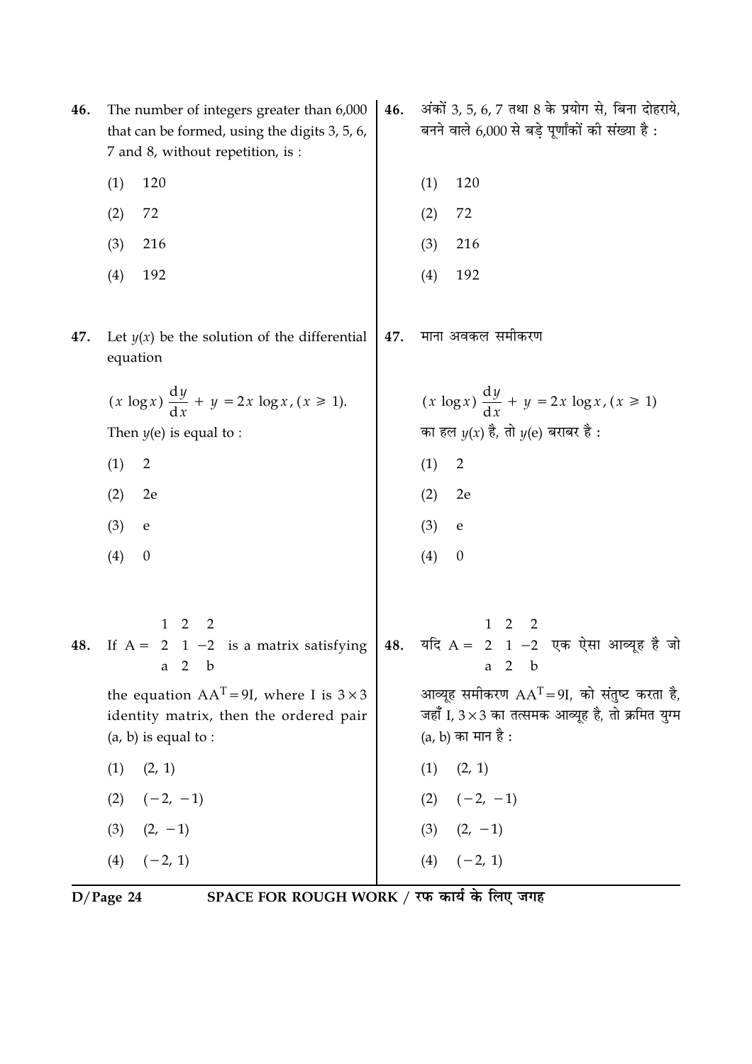46. The number of integers greater than 6,000 that can be formed, using the digits 3, 5, 6, 7 and 8, without repetition, is :

(1) 120

(2) 72

(3) 216

(4) 192

46. अंकों 3, 5, 6, 7 तथा 8 के प्रयोग से, बिना दोहराये, बनने वाले 6,000 से बड़े पूर्णांकों की संख्या है :

(1) 120

(2) 72

(3) 216

(4) 192

47. Let $y(x)$ be the solution of the differential equation

$$(x \log x) \frac{dy}{dx} + y = 2x \log x, (x \geqslant 1).$$

Then $y(e)$ is equal to :

(1) 2

(2) 2e

(3) e

(4) 0

47. माना अवकल समीकरण

$$(x \log x) \frac{dy}{dx} + y = 2x \log x, (x \geqslant 1)$$

का हल $y(x)$ है, तो $y(e)$ बराबर है :

(1) 2

(2) 2e

(3) e

(4) 0

48. If $A = \begin{matrix} 1 & 2 & 2 \\ 2 & 1 & -2 \\ a & 2 & b \end{matrix}$ is a matrix satisfying the equation $AA^T = 9I$, where I is $3 \times 3$ identity matrix, then the ordered pair (a, b) is equal to :

(1) (2, 1)

(2) $(-2, -1)$

(3) $(2, -1)$

(4) $(-2, 1)$

48. यदि $A = \begin{matrix} 1 & 2 & 2 \\ 2 & 1 & -2 \\ a & 2 & b \end{matrix}$ एक ऐसा आव्यूह है जो आव्यूह समीकरण $AA^T = 9I$, को संतुष्ट करता है, जहाँ I, $3 \times 3$ का तत्समक आव्यूह है, तो क्रमित युग्म (a, b) का मान है :

(1) (2, 1)

(2) $(-2, -1)$

(3) $(2, -1)$

(4) $(-2, 1)$

SPACE FOR ROUGH WORK / रफ कार्य के लिए जगह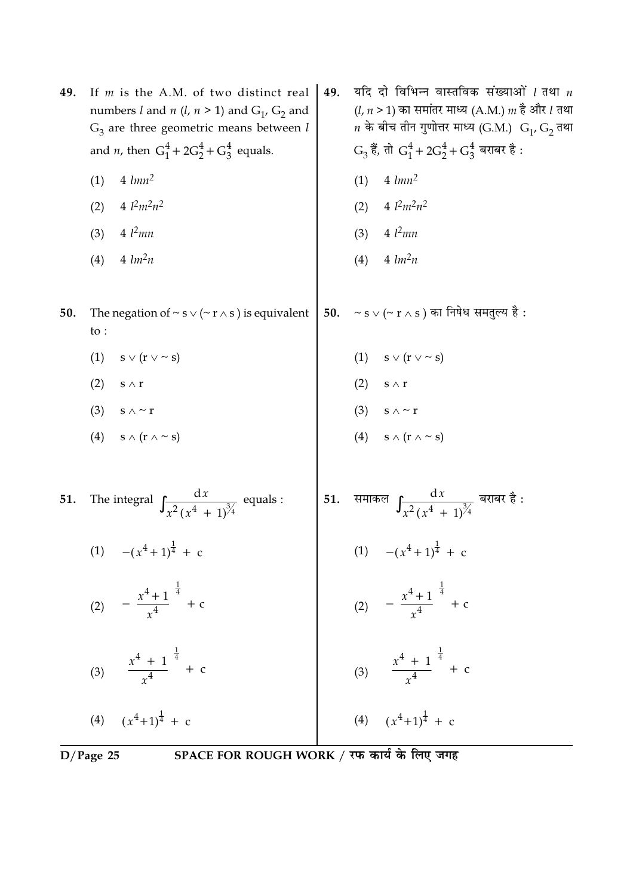49. If $m$ is the A.M. of two distinct real numbers $l$ and $n$ ($l, n > 1$) and $G_1$, $G_2$ and $G_3$ are three geometric means between $l$ and $n$, then $G_1^4 + 2G_2^4 + G_3^4$ equals.

(1) $4\, lmn^2$

(2) $4\, l^2m^2n^2$

(3) $4\, l^2mn$

(4) $4\, lm^2n$

49. यदि दो विभिन्न वास्तविक संख्याओं $l$ तथा $n$ ($l, n > 1$) का समांतर माध्य (A.M.) $m$ है और $l$ तथा $n$ के बीच तीन गुणोत्तर माध्य (G.M.) $G_1$, $G_2$ तथा $G_3$ हैं, तो $G_1^4 + 2G_2^4 + G_3^4$ बराबर है :

(1) $4\, lmn^2$

(2) $4\, l^2m^2n^2$

(3) $4\, l^2mn$

(4) $4\, lm^2n$

50. The negation of $\sim s \vee (\sim r \wedge s)$ is equivalent to :

(1) $s \vee (r \vee \sim s)$

(2) $s \wedge r$

(3) $s \wedge \sim r$

(4) $s \wedge (r \wedge \sim s)$

50. $\sim s \vee (\sim r \wedge s)$ का निषेध समतुल्य है :

(1) $s \vee (r \vee \sim s)$

(2) $s \wedge r$

(3) $s \wedge \sim r$

(4) $s \wedge (r \wedge \sim s)$

51. The integral $\int \frac{dx}{x^2(x^4+1)^{3/4}}$ equals :

(1) $-(x^4+1)^{\frac{1}{4}} + c$

(2) $-\left(\frac{x^4+1}{x^4}\right)^{\frac{1}{4}} + c$

(3) $\left(\frac{x^4+1}{x^4}\right)^{\frac{1}{4}} + c$

(4) $(x^4+1)^{\frac{1}{4}} + c$

51. समाकल $\int \frac{dx}{x^2(x^4+1)^{3/4}}$ बराबर है :

(1) $-(x^4+1)^{\frac{1}{4}} + c$

(2) $-\left(\frac{x^4+1}{x^4}\right)^{\frac{1}{4}} + c$

(3) $\left(\frac{x^4+1}{x^4}\right)^{\frac{1}{4}} + c$

(4) $(x^4+1)^{\frac{1}{4}} + c$

SPACE FOR ROUGH WORK / रफ कार्य के लिए जगह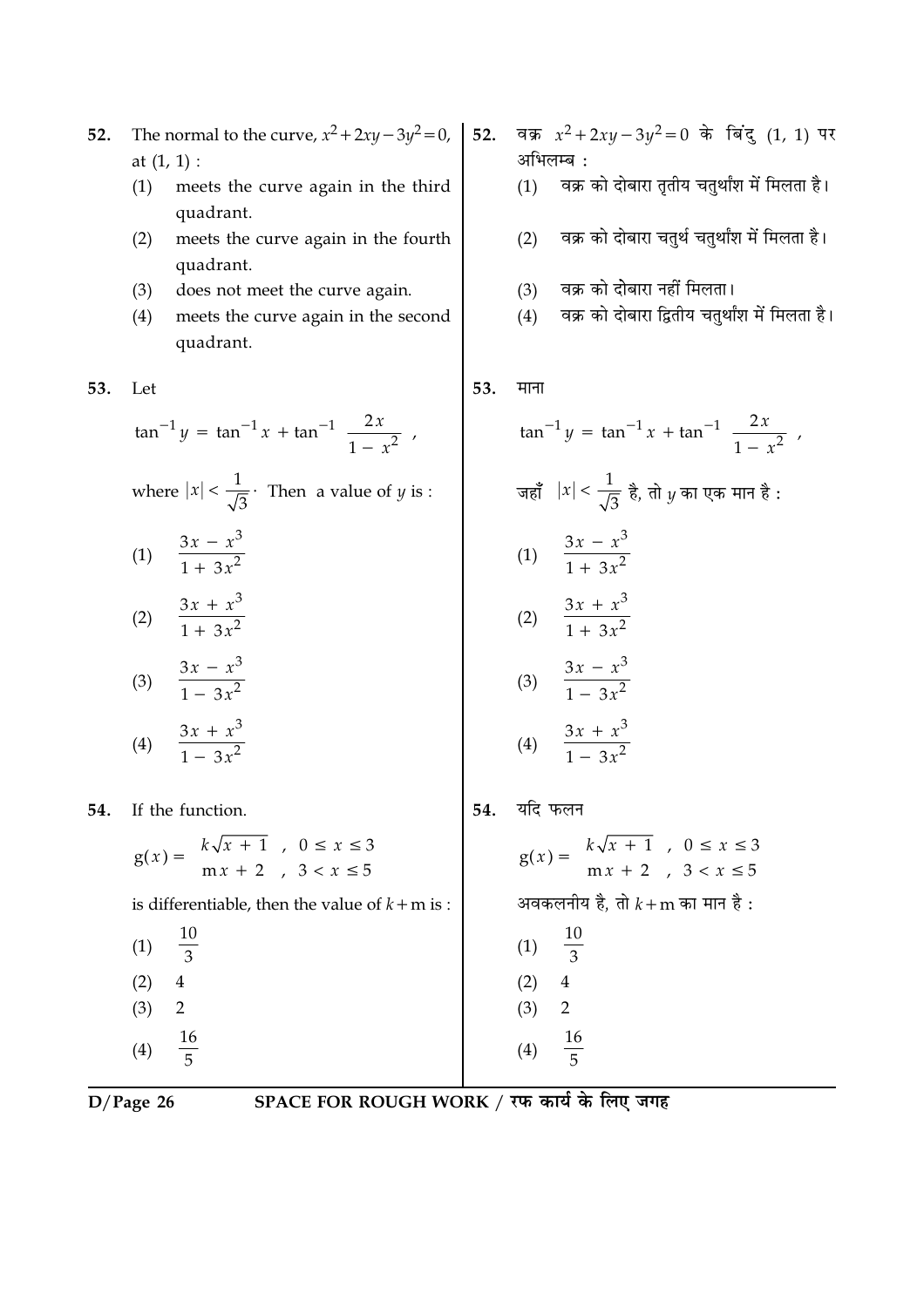52. The normal to the curve, $x^2 + 2xy - 3y^2 = 0$, at (1, 1) :

(1) meets the curve again in the third quadrant.

(2) meets the curve again in the fourth quadrant.

(3) does not meet the curve again.

(4) meets the curve again in the second quadrant.

53. Let

$$\tan^{-1} y = \tan^{-1} x + \tan^{-1} \frac{2x}{1 - x^2},$$

where $|x| < \frac{1}{\sqrt{3}}$. Then a value of $y$ is :

(1) $\frac{3x - x^3}{1 + 3x^2}$

(2) $\frac{3x + x^3}{1 + 3x^2}$

(3) $\frac{3x - x^3}{1 - 3x^2}$

(4) $\frac{3x + x^3}{1 - 3x^2}$

54. If the function.

$$g(x) = \begin{cases} k\sqrt{x + 1} & , \ 0 \leq x \leq 3 \\ mx + 2 & , \ 3 < x \leq 5 \end{cases}$$

is differentiable, then the value of $k + m$ is :

(1) $\frac{10}{3}$

(2) 4

(3) 2

(4) $\frac{16}{5}$

52. वक्र $x^2 + 2xy - 3y^2 = 0$ के बिंदु (1, 1) पर अभिलम्ब :

(1) वक्र को दोबारा तृतीय चतुर्थांश में मिलता है।

(2) वक्र को दोबारा चतुर्थ चतुर्थांश में मिलता है।

(3) वक्र को दोबारा नहीं मिलता।

(4) वक्र को दोबारा द्वितीय चतुर्थांश में मिलता है।

53. माना

$$\tan^{-1} y = \tan^{-1} x + \tan^{-1} \frac{2x}{1 - x^2},$$

जहाँ $|x| < \frac{1}{\sqrt{3}}$ है, तो $y$ का एक मान है :

(1) $\frac{3x - x^3}{1 + 3x^2}$

(2) $\frac{3x + x^3}{1 + 3x^2}$

(3) $\frac{3x - x^3}{1 - 3x^2}$

(4) $\frac{3x + x^3}{1 - 3x^2}$

54. यदि फलन

$$g(x) = \begin{cases} k\sqrt{x + 1} & , \ 0 \leq x \leq 3 \\ mx + 2 & , \ 3 < x \leq 5 \end{cases}$$

अवकलनीय है, तो $k + m$ का मान है :

(1) $\frac{10}{3}$

(2) 4

(3) 2

(4) $\frac{16}{5}$

SPACE FOR ROUGH WORK / रफ कार्य के लिए जगह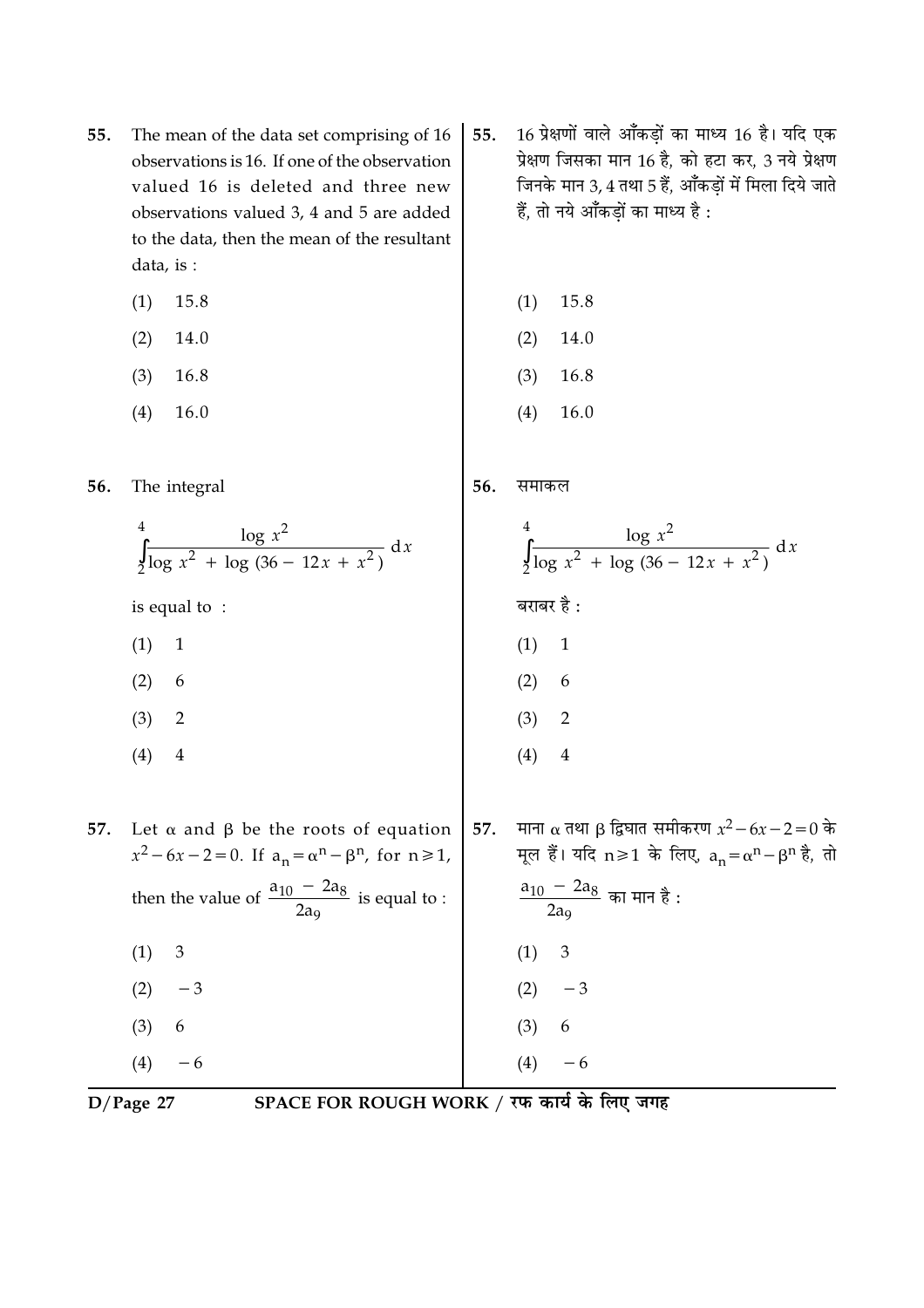55. The mean of the data set comprising of 16 observations is 16. If one of the observation valued 16 is deleted and three new observations valued 3, 4 and 5 are added to the data, then the mean of the resultant data, is :

(1) 15.8

(2) 14.0

(3) 16.8

(4) 16.0

55. 16 प्रेक्षणों वाले आँकड़ों का माध्य 16 है। यदि एक प्रेक्षण जिसका मान 16 है, को हटा कर, 3 नये प्रेक्षण जिनके मान 3, 4 तथा 5 हैं, आँकड़ों में मिला दिये जाते हैं, तो नये आँकड़ों का माध्य है :

(1) 15.8

(2) 14.0

(3) 16.8

(4) 16.0

56. The integral

$$\int_2^4 \frac{\log x^2}{\log x^2 + \log (36 - 12x + x^2)} \, dx$$

is equal to :

(1) 1

(2) 6

(3) 2

(4) 4

56. समाकल

$$\int_2^4 \frac{\log x^2}{\log x^2 + \log (36 - 12x + x^2)} \, dx$$

बराबर है :

(1) 1

(2) 6

(3) 2

(4) 4

57. Let $\alpha$ and $\beta$ be the roots of equation $x^2 - 6x - 2 = 0$. If $a_n = \alpha^n - \beta^n$, for $n \geq 1$, then the value of $\frac{a_{10} - 2a_8}{2a_9}$ is equal to :

(1) 3

(2) $-3$

(3) 6

(4) $-6$

57. माना $\alpha$ तथा $\beta$ द्विघात समीकरण $x^2 - 6x - 2 = 0$ के मूल हैं। यदि $n \geq 1$ के लिए, $a_n = \alpha^n - \beta^n$ है, तो $\frac{a_{10} - 2a_8}{2a_9}$ का मान है :

(1) 3

(2) $-3$

(3) 6

(4) $-6$

SPACE FOR ROUGH WORK / रफ कार्य के लिए जगह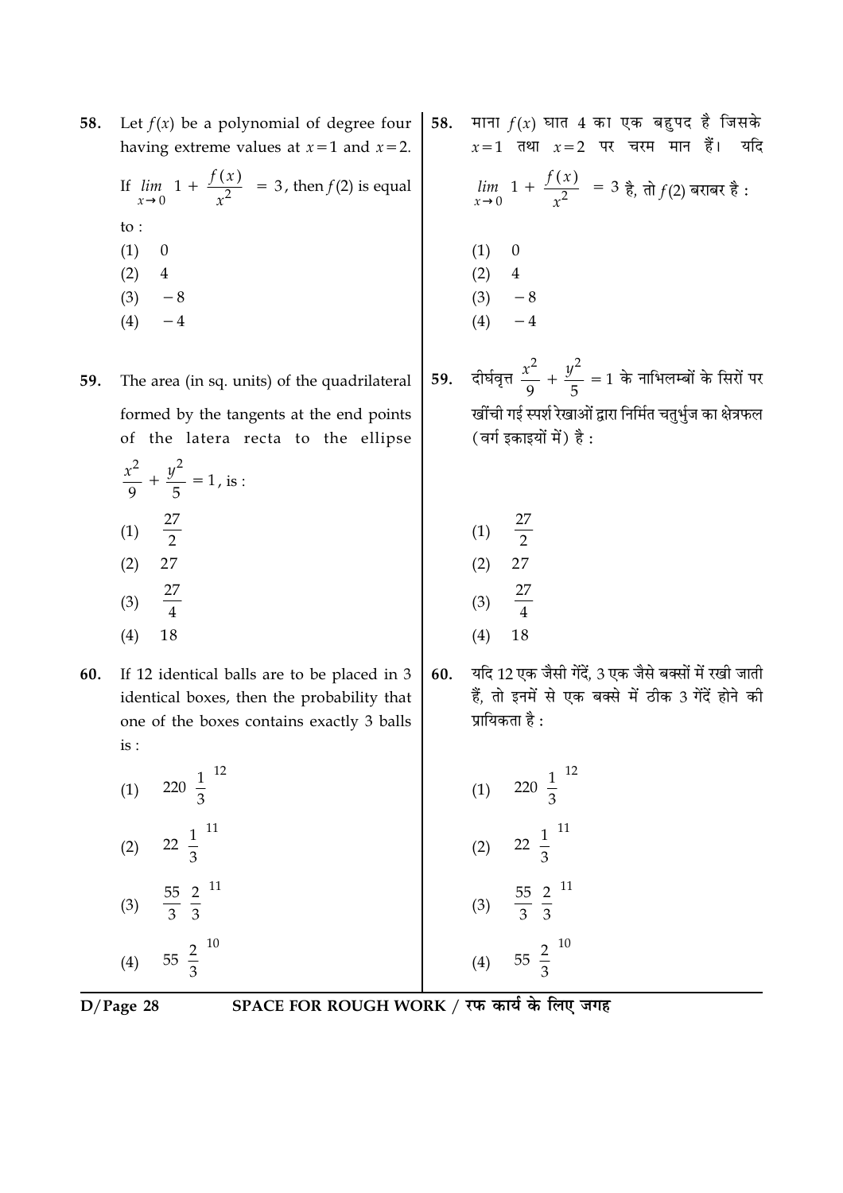58. Let $f(x)$ be a polynomial of degree four having extreme values at $x=1$ and $x=2$. If $\lim_{x \to 0} \left[1 + \frac{f(x)}{x^2}\right] = 3$, then $f(2)$ is equal to :

(1) 0
(2) 4
(3) $-8$
(4) $-4$

58. माना $f(x)$ घात 4 का एक बहुपद है जिसके $x=1$ तथा $x=2$ पर चरम मान हैं। यदि $\lim_{x \to 0} \left[1 + \frac{f(x)}{x^2}\right] = 3$ है, तो $f(2)$ बराबर है :

(1) 0
(2) 4
(3) $-8$
(4) $-4$

59. The area (in sq. units) of the quadrilateral formed by the tangents at the end points of the latera recta to the ellipse $\frac{x^2}{9} + \frac{y^2}{5} = 1$, is :

(1) $\frac{27}{2}$
(2) 27
(3) $\frac{27}{4}$
(4) 18

59. दीर्घवृत्त $\frac{x^2}{9} + \frac{y^2}{5} = 1$ के नाभिलम्बों के सिरों पर खींची गई स्पर्श रेखाओं द्वारा निर्मित चतुर्भुज का क्षेत्रफल (वर्ग इकाइयों में) है :

(1) $\frac{27}{2}$
(2) 27
(3) $\frac{27}{4}$
(4) 18

60. If 12 identical balls are to be placed in 3 identical boxes, then the probability that one of the boxes contains exactly 3 balls is :

(1) $220\left(\frac{1}{3}\right)^{12}$
(2) $22\left(\frac{1}{3}\right)^{11}$
(3) $\frac{55}{3}\left(\frac{2}{3}\right)^{11}$
(4) $55\left(\frac{2}{3}\right)^{10}$

60. यदि 12 एक जैसी गेंदें, 3 एक जैसे बक्सों में रखी जाती हैं, तो इनमें से एक बक्से में ठीक 3 गेंदें होने की प्रायिकता है :

(1) $220\left(\frac{1}{3}\right)^{12}$
(2) $22\left(\frac{1}{3}\right)^{11}$
(3) $\frac{55}{3}\left(\frac{2}{3}\right)^{11}$
(4) $55\left(\frac{2}{3}\right)^{10}$

SPACE FOR ROUGH WORK / रफ कार्य के लिए जगह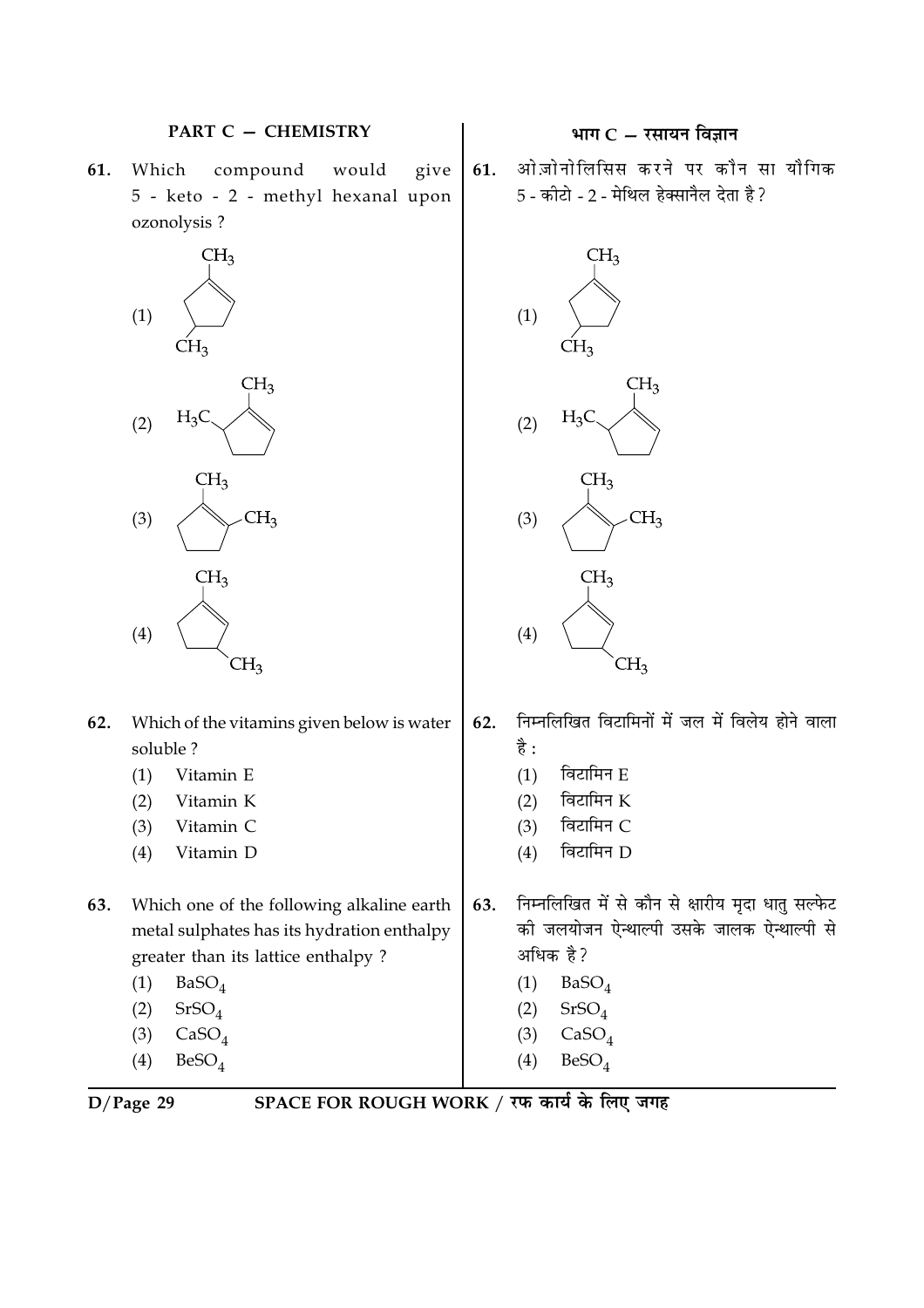## PART C – CHEMISTRY

## भाग C – रसायन विज्ञान

**61.** Which compound would give 5 - keto - 2 - methyl hexanal upon ozonolysis ?

ओज़ोनोलिसिस करने पर कौन सा यौगिक 5 - कीटो - 2 - मेथिल हेक्सानैल देता है ?

(1) 1,3-dimethylcyclopentene structure: $CH_3$ on the double-bond carbon, $CH_3$ on the adjacent $sp^3$ carbon (below)

(2) $H_3C$ on the $sp^3$ ring carbon adjacent to the double-bond carbon bearing $CH_3$

(3) $CH_3$ and $CH_3$ on both carbons of the ring double bond

(4) $CH_3$ on the double-bond carbon, $CH_3$ on the ring carbon adjacent to the other double-bond carbon

**62.** Which of the vitamins given below is water soluble ?

निम्नलिखित विटामिनों में जल में विलेय होने वाला है :

(1) Vitamin E / विटामिन E

(2) Vitamin K / विटामिन K

(3) Vitamin C / विटामिन C

(4) Vitamin D / विटामिन D

**63.** Which one of the following alkaline earth metal sulphates has its hydration enthalpy greater than its lattice enthalpy ?

निम्नलिखित में से कौन से क्षारीय मृदा धातु सल्फेट की जलयोजन ऐन्थाल्पी उसके जालक ऐन्थाल्पी से अधिक है ?

(1) $BaSO_4$

(2) $SrSO_4$

(3) $CaSO_4$

(4) $BeSO_4$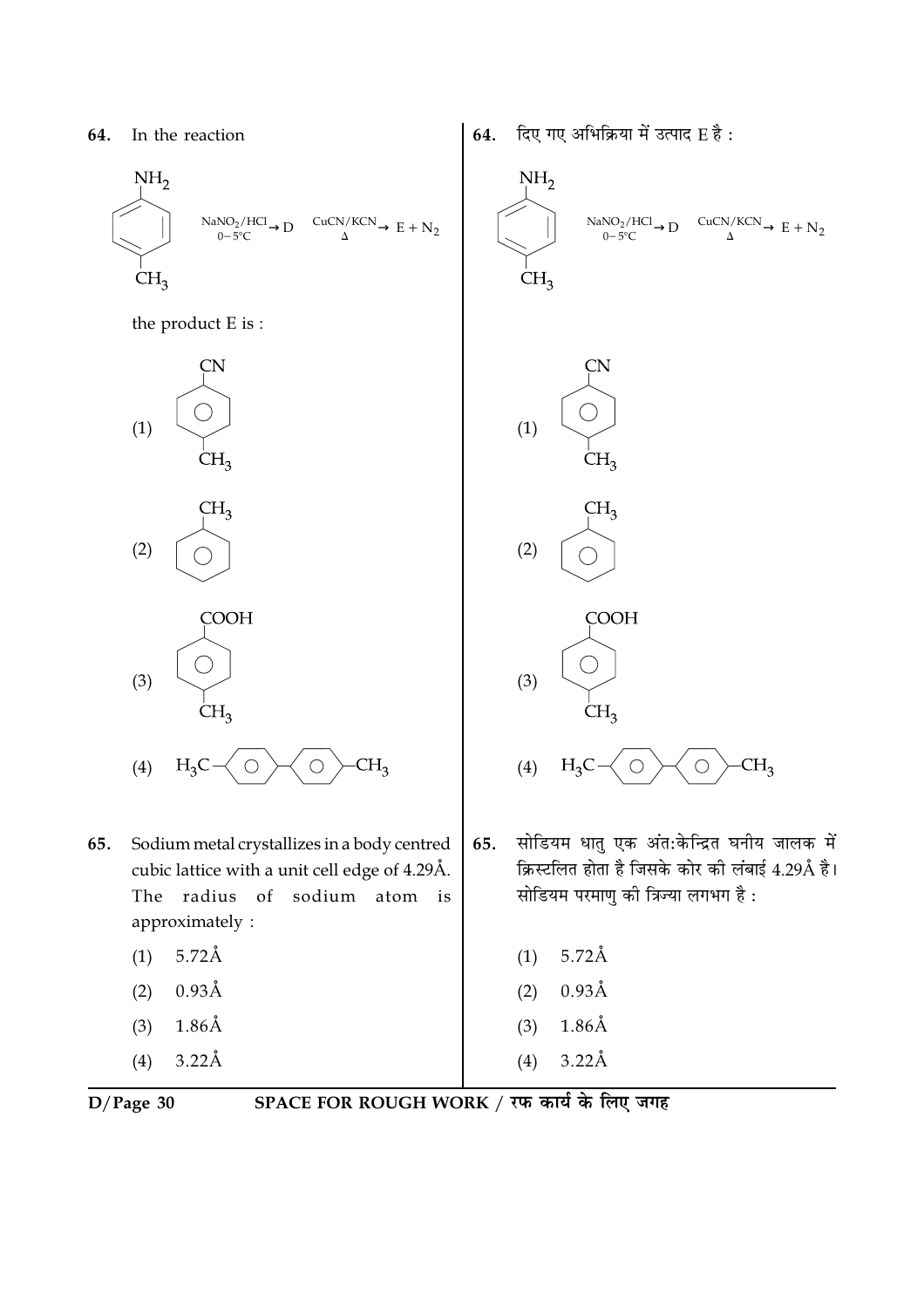**64.** In the reaction

p-Toluidine (4-methylaniline, $CH_3C_6H_4NH_2$) $\xrightarrow[0-5°C]{NaNO_2/HCl}$ D $\xrightarrow[\Delta]{CuCN/KCN}$ E + $N_2$

the product E is :

(1) 4-Methylbenzonitrile ($CH_3C_6H_4CN$, CN and $CH_3$ para)

(2) Toluene ($C_6H_5CH_3$)

(3) 4-Methylbenzoic acid ($CH_3C_6H_4COOH$, COOH and $CH_3$ para)

(4) $H_3C-C_6H_4-C_6H_4-CH_3$ (4,4'-dimethylbiphenyl)

**64.** दिए गए अभिक्रिया में उत्पाद E है :

p-Toluidine (4-methylaniline, $CH_3C_6H_4NH_2$) $\xrightarrow[0-5°C]{NaNO_2/HCl}$ D $\xrightarrow[\Delta]{CuCN/KCN}$ E + $N_2$

(1) 4-Methylbenzonitrile ($CH_3C_6H_4CN$, CN and $CH_3$ para)

(2) Toluene ($C_6H_5CH_3$)

(3) 4-Methylbenzoic acid ($CH_3C_6H_4COOH$, COOH and $CH_3$ para)

(4) $H_3C-C_6H_4-C_6H_4-CH_3$ (4,4'-dimethylbiphenyl)

**65.** Sodium metal crystallizes in a body centred cubic lattice with a unit cell edge of 4.29Å. The radius of sodium atom is approximately :

(1) 5.72Å

(2) 0.93Å

(3) 1.86Å

(4) 3.22Å

**65.** सोडियम धातु एक अंत:केन्द्रित घनीय जालक में क्रिस्टलित होता है जिसके कोर की लंबाई 4.29Å है। सोडियम परमाणु की त्रिज्या लगभग है :

(1) 5.72Å

(2) 0.93Å

(3) 1.86Å

(4) 3.22Å

SPACE FOR ROUGH WORK / रफ कार्य के लिए जगह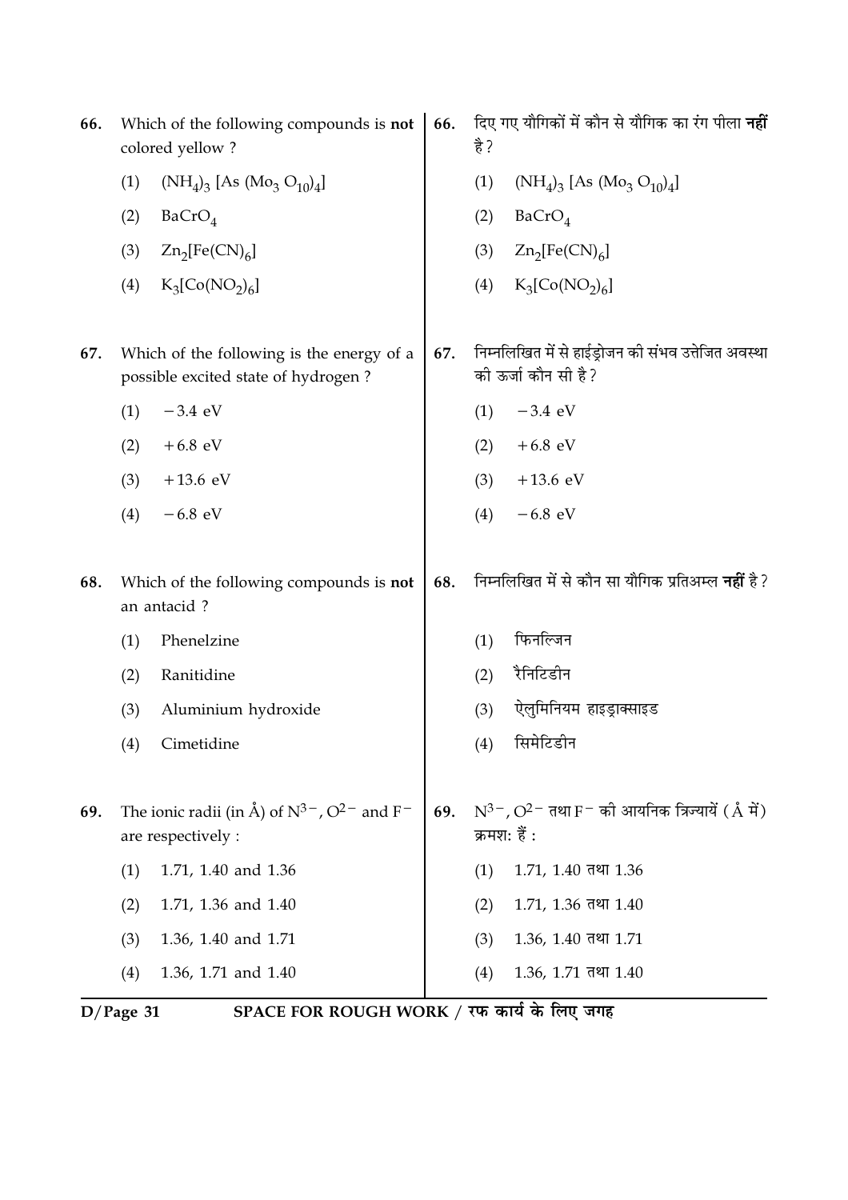66. Which of the following compounds is **not** colored yellow ?

(1) $(NH_4)_3 [As (Mo_3 O_{10})_4]$

(2) $BaCrO_4$

(3) $Zn_2[Fe(CN)_6]$

(4) $K_3[Co(NO_2)_6]$

66. दिए गए यौगिकों में कौन से यौगिक का रंग पीला **नहीं** है ?

(1) $(NH_4)_3 [As (Mo_3 O_{10})_4]$

(2) $BaCrO_4$

(3) $Zn_2[Fe(CN)_6]$

(4) $K_3[Co(NO_2)_6]$

67. Which of the following is the energy of a possible excited state of hydrogen ?

(1) −3.4 eV

(2) +6.8 eV

(3) +13.6 eV

(4) −6.8 eV

67. निम्नलिखित में से हाईड्रोजन की संभव उत्तेजित अवस्था की ऊर्जा कौन सी है ?

(1) −3.4 eV

(2) +6.8 eV

(3) +13.6 eV

(4) −6.8 eV

68. Which of the following compounds is **not** an antacid ?

(1) Phenelzine

(2) Ranitidine

(3) Aluminium hydroxide

(4) Cimetidine

68. निम्नलिखित में से कौन सा यौगिक प्रतिअम्ल **नहीं** है ?

(1) फिनल्जिन

(2) रैनिटिडीन

(3) ऐलुमिनियम हाइड्राक्साइड

(4) सिमेटिडीन

69. The ionic radii (in Å) of $N^{3-}$, $O^{2-}$ and $F^-$ are respectively :

(1) 1.71, 1.40 and 1.36

(2) 1.71, 1.36 and 1.40

(3) 1.36, 1.40 and 1.71

(4) 1.36, 1.71 and 1.40

69. $N^{3-}$, $O^{2-}$ तथा $F^-$ की आयनिक त्रिज्यायें (Å में) क्रमशः हैं :

(1) 1.71, 1.40 तथा 1.36

(2) 1.71, 1.36 तथा 1.40

(3) 1.36, 1.40 तथा 1.71

(4) 1.36, 1.71 तथा 1.40

SPACE FOR ROUGH WORK / रफ कार्य के लिए जगह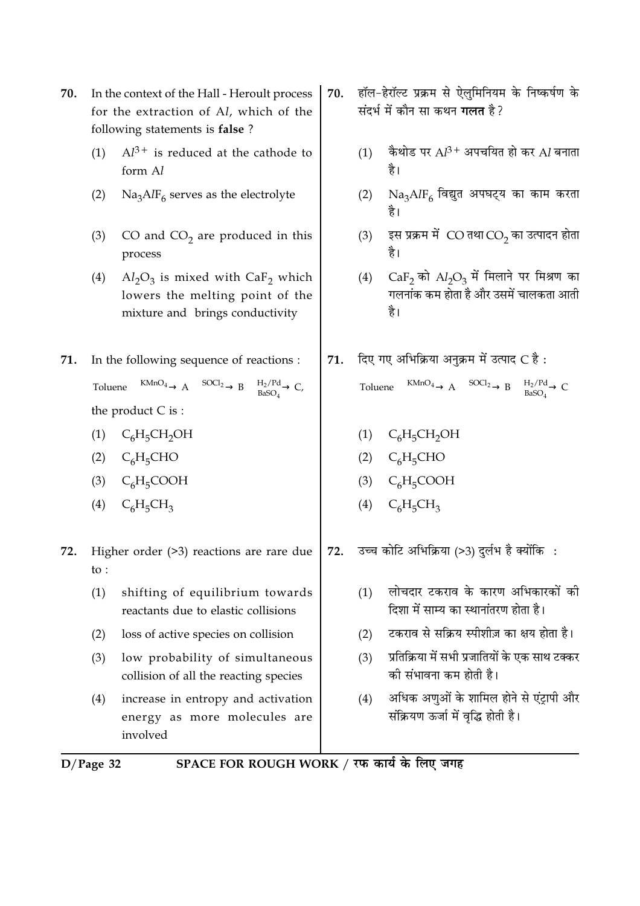70. In the context of the Hall - Heroult process for the extraction of $Al$, which of the following statements is **false** ?

(1) $Al^{3+}$ is reduced at the cathode to form $Al$

(2) $Na_3AlF_6$ serves as the electrolyte

(3) $CO$ and $CO_2$ are produced in this process

(4) $Al_2O_3$ is mixed with $CaF_2$ which lowers the melting point of the mixture and brings conductivity

71. In the following sequence of reactions :

$$\text{Toluene} \xrightarrow{KMnO_4} A \xrightarrow{SOCl_2} B \xrightarrow[BaSO_4]{H_2/Pd} C,$$

the product C is :

(1) $C_6H_5CH_2OH$

(2) $C_6H_5CHO$

(3) $C_6H_5COOH$

(4) $C_6H_5CH_3$

72. Higher order (>3) reactions are rare due to :

(1) shifting of equilibrium towards reactants due to elastic collisions

(2) loss of active species on collision

(3) low probability of simultaneous collision of all the reacting species

(4) increase in entropy and activation energy as more molecules are involved

70. हॉल-हेरॉल्ट प्रक्रम से ऐलुमिनियम के निष्कर्षण के संदर्भ में कौन सा कथन **गलत** है ?

(1) कैथोड पर $Al^{3+}$ अपचयित हो कर $Al$ बनाता है।

(2) $Na_3AlF_6$ विद्युत अपघट्य का काम करता है।

(3) इस प्रक्रम में $CO$ तथा $CO_2$ का उत्पादन होता है।

(4) $CaF_2$ को $Al_2O_3$ में मिलाने पर मिश्रण का गलनांक कम होता है और उसमें चालकता आती है।

71. दिए गए अभिक्रिया अनुक्रम में उत्पाद C है :

$$\text{Toluene} \xrightarrow{KMnO_4} A \xrightarrow{SOCl_2} B \xrightarrow[BaSO_4]{H_2/Pd} C$$

(1) $C_6H_5CH_2OH$

(2) $C_6H_5CHO$

(3) $C_6H_5COOH$

(4) $C_6H_5CH_3$

72. उच्च कोटि अभिक्रिया (>3) दुर्लभ है क्योंकि :

(1) लोचदार टकराव के कारण अभिकारकों की दिशा में साम्य का स्थानांतरण होता है।

(2) टकराव से सक्रिय स्पीशीज़ का क्षय होता है।

(3) प्रतिक्रिया में सभी प्रजातियों के एक साथ टक्कर की संभावना कम होती है।

(4) अधिक अणुओं के शामिल होने से एंट्रापी और संक्रियण ऊर्जा में वृद्धि होती है।

SPACE FOR ROUGH WORK / रफ कार्य के लिए जगह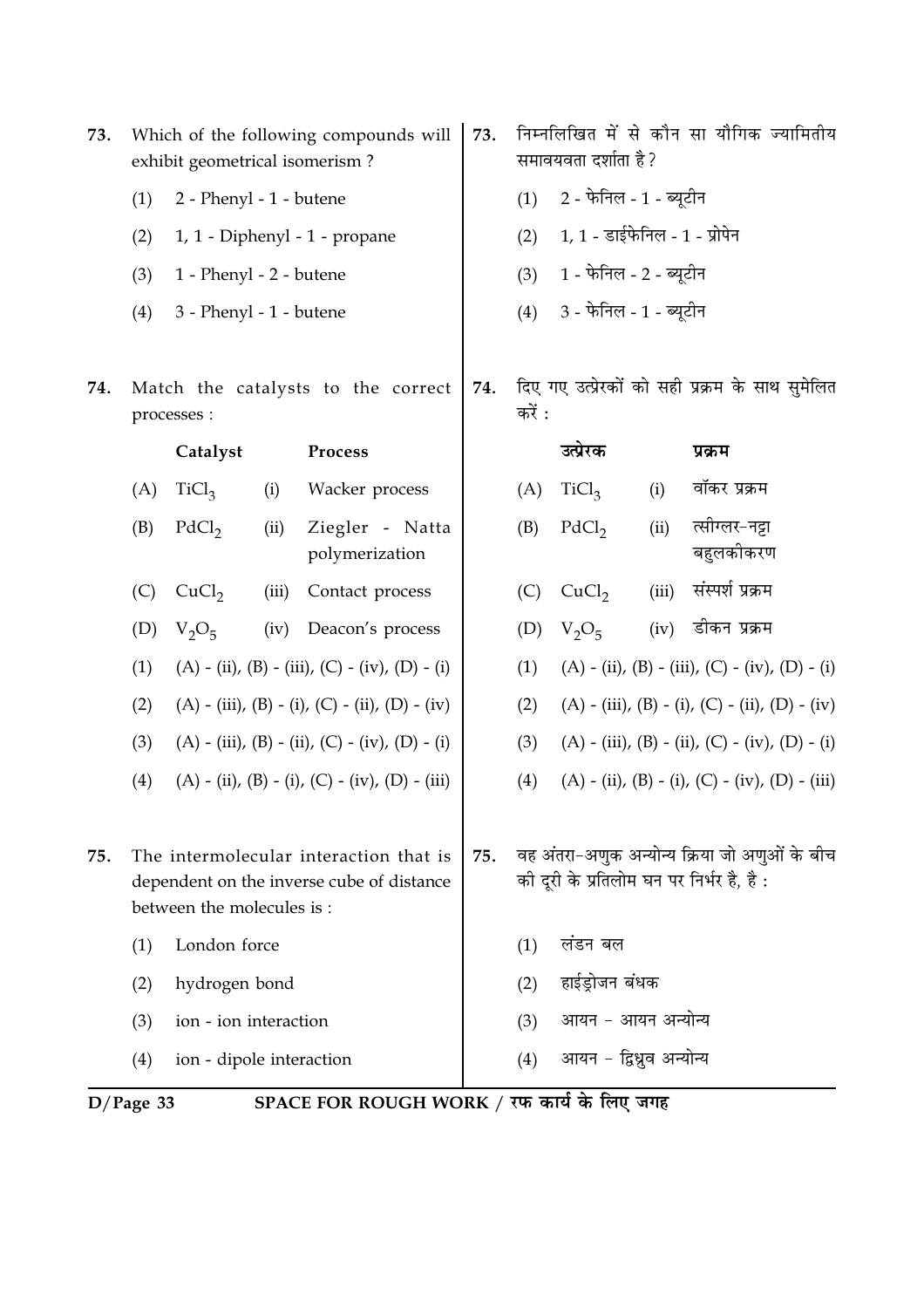73. Which of the following compounds will exhibit geometrical isomerism ?

(1) 2 - Phenyl - 1 - butene

(2) 1, 1 - Diphenyl - 1 - propane

(3) 1 - Phenyl - 2 - butene

(4) 3 - Phenyl - 1 - butene

73. निम्नलिखित में से कौन सा यौगिक ज्यामितीय समावयवता दर्शाता है ?

(1) 2 - फेनिल - 1 - ब्यूटीन

(2) 1, 1 - डाईफेनिल - 1 - प्रोपेन

(3) 1 - फेनिल - 2 - ब्यूटीन

(4) 3 - फेनिल - 1 - ब्यूटीन

74. Match the catalysts to the correct processes :

| | Catalyst | | Process |
|---|---|---|---|
| (A) | $TiCl_3$ | (i) | Wacker process |
| (B) | $PdCl_2$ | (ii) | Ziegler - Natta polymerization |
| (C) | $CuCl_2$ | (iii) | Contact process |
| (D) | $V_2O_5$ | (iv) | Deacon's process |

(1) (A) - (ii), (B) - (iii), (C) - (iv), (D) - (i)

(2) (A) - (iii), (B) - (i), (C) - (ii), (D) - (iv)

(3) (A) - (iii), (B) - (ii), (C) - (iv), (D) - (i)

(4) (A) - (ii), (B) - (i), (C) - (iv), (D) - (iii)

74. दिए गए उत्प्रेरकों को सही प्रक्रम के साथ सुमेलित करें :

| | उत्प्रेरक | | प्रक्रम |
|---|---|---|---|
| (A) | $TiCl_3$ | (i) | वॉकर प्रक्रम |
| (B) | $PdCl_2$ | (ii) | त्सीग्लर-नट्टा बहुलकीकरण |
| (C) | $CuCl_2$ | (iii) | संस्पर्श प्रक्रम |
| (D) | $V_2O_5$ | (iv) | डीकन प्रक्रम |

(1) (A) - (ii), (B) - (iii), (C) - (iv), (D) - (i)

(2) (A) - (iii), (B) - (i), (C) - (ii), (D) - (iv)

(3) (A) - (iii), (B) - (ii), (C) - (iv), (D) - (i)

(4) (A) - (ii), (B) - (i), (C) - (iv), (D) - (iii)

75. The intermolecular interaction that is dependent on the inverse cube of distance between the molecules is :

(1) London force

(2) hydrogen bond

(3) ion - ion interaction

(4) ion - dipole interaction

75. वह अंतरा-अणुक अन्योन्य क्रिया जो अणुओं के बीच की दूरी के प्रतिलोम घन पर निर्भर है, है :

(1) लंडन बल

(2) हाईड्रोजन बंधक

(3) आयन - आयन अन्योन्य

(4) आयन - द्विध्रुव अन्योन्य

SPACE FOR ROUGH WORK / रफ कार्य के लिए जगह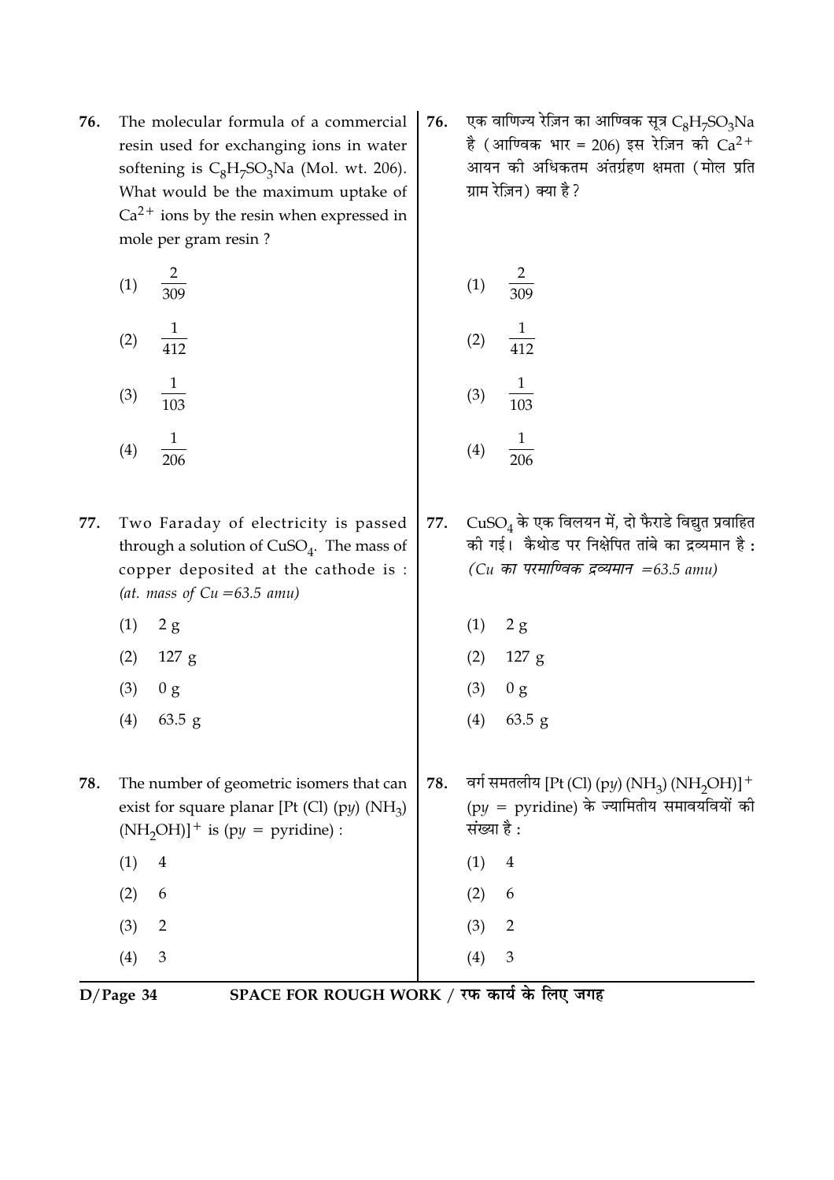76. The molecular formula of a commercial resin used for exchanging ions in water softening is $C_8H_7SO_3Na$ (Mol. wt. 206). What would be the maximum uptake of $Ca^{2+}$ ions by the resin when expressed in mole per gram resin ?

(1) $\frac{2}{309}$

(2) $\frac{1}{412}$

(3) $\frac{1}{103}$

(4) $\frac{1}{206}$

76. एक वाणिज्य रेज़िन का आण्विक सूत्र $C_8H_7SO_3Na$ है (आण्विक भार = 206) इस रेज़िन की $Ca^{2+}$ आयन की अधिकतम अंतर्ग्रहण क्षमता (मोल प्रति ग्राम रेज़िन) क्या है ?

(1) $\frac{2}{309}$

(2) $\frac{1}{412}$

(3) $\frac{1}{103}$

(4) $\frac{1}{206}$

77. Two Faraday of electricity is passed through a solution of $CuSO_4$. The mass of copper deposited at the cathode is : *(at. mass of Cu =63.5 amu)*

(1) 2 g

(2) 127 g

(3) 0 g

(4) 63.5 g

77. $CuSO_4$ के एक विलयन में, दो फैराडे विद्युत प्रवाहित की गई। कैथोड पर निक्षेपित तांबे का द्रव्यमान है : *(Cu का परमाण्विक द्रव्यमान =63.5 amu)*

(1) 2 g

(2) 127 g

(3) 0 g

(4) 63.5 g

78. The number of geometric isomers that can exist for square planar $[Pt (Cl) (py) (NH_3) (NH_2OH)]^+$ is (py = pyridine) :

(1) 4

(2) 6

(3) 2

(4) 3

78. वर्ग समतलीय $[Pt (Cl) (py) (NH_3) (NH_2OH)]^+$ (py = pyridine) के ज्यामितीय समावयवियों की संख्या है :

(1) 4

(2) 6

(3) 2

(4) 3

SPACE FOR ROUGH WORK / रफ कार्य के लिए जगह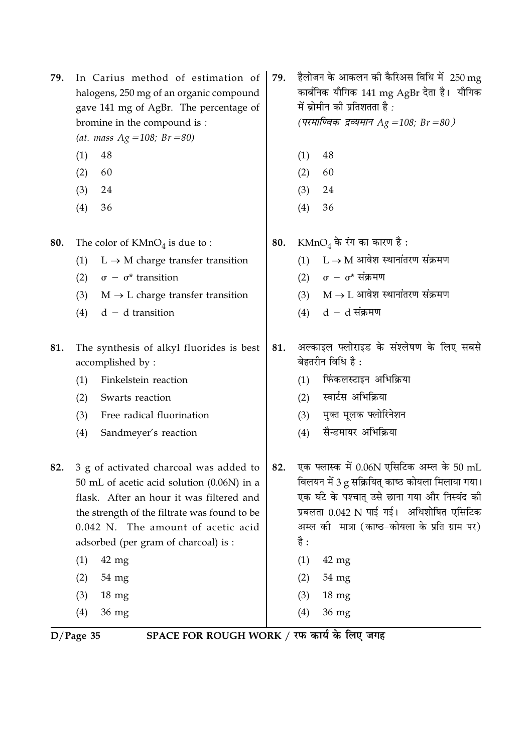79. In Carius method of estimation of halogens, 250 mg of an organic compound gave 141 mg of AgBr. The percentage of bromine in the compound is :
*(at. mass Ag =108; Br =80)*

(1) 48
(2) 60
(3) 24
(4) 36

79. हैलोजन के आकलन की कैरिअस विधि में 250 mg कार्बनिक यौगिक 141 mg AgBr देता है। यौगिक में ब्रोमीन की प्रतिशतता है :
*(परमाण्विक द्रव्यमान Ag =108; Br =80)*

(1) 48
(2) 60
(3) 24
(4) 36

80. The color of $KMnO_4$ is due to :

(1) $L \rightarrow M$ charge transfer transition
(2) $\sigma - \sigma^*$ transition
(3) $M \rightarrow L$ charge transfer transition
(4) d − d transition

80. $KMnO_4$ के रंग का कारण है :

(1) $L \rightarrow M$ आवेश स्थानांतरण संक्रमण
(2) $\sigma - \sigma^*$ संक्रमण
(3) $M \rightarrow L$ आवेश स्थानांतरण संक्रमण
(4) d − d संक्रमण

81. The synthesis of alkyl fluorides is best accomplished by :

(1) Finkelstein reaction
(2) Swarts reaction
(3) Free radical fluorination
(4) Sandmeyer's reaction

81. अल्काइल फ्लोराइड के संश्लेषण के लिए सबसे बेहतरीन विधि है :

(1) फिंकलस्टाइन अभिक्रिया
(2) स्वार्टस अभिक्रिया
(3) मुक्त मूलक फ्लोरिनेशन
(4) सैन्डमायर अभिक्रिया

82. 3 g of activated charcoal was added to 50 mL of acetic acid solution (0.06N) in a flask. After an hour it was filtered and the strength of the filtrate was found to be 0.042 N. The amount of acetic acid adsorbed (per gram of charcoal) is :

(1) 42 mg
(2) 54 mg
(3) 18 mg
(4) 36 mg

82. एक फ्लास्क में 0.06N एसिटिक अम्ल के 50 mL विलयन में 3 g सक्रियित् काष्ठ कोयला मिलाया गया। एक घंटे के पश्चात् उसे छाना गया और निस्यंद की प्रबलता 0.042 N पाई गई। अधिशोषित एसिटिक अम्ल की मात्रा (काष्ठ-कोयला के प्रति ग्राम पर) है :

(1) 42 mg
(2) 54 mg
(3) 18 mg
(4) 36 mg

SPACE FOR ROUGH WORK / रफ कार्य के लिए जगह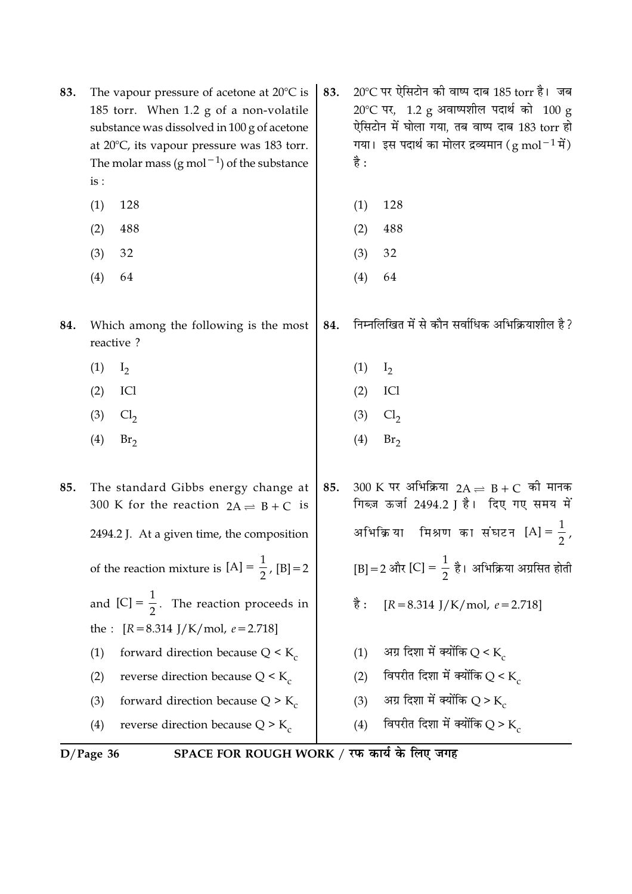83. The vapour pressure of acetone at 20°C is 185 torr. When 1.2 g of a non-volatile substance was dissolved in 100 g of acetone at 20°C, its vapour pressure was 183 torr. The molar mass ($g\ mol^{-1}$) of the substance is :

(1) 128

(2) 488

(3) 32

(4) 64

83. 20°C पर ऐसिटोन की वाष्प दाब 185 torr है। जब 20°C पर, 1.2 g अवाष्पशील पदार्थ को 100 g ऐसिटोन में घोला गया, तब वाष्प दाब 183 torr हो गया। इस पदार्थ का मोलर द्रव्यमान ($g\ mol^{-1}$ में) है :

(1) 128

(2) 488

(3) 32

(4) 64

84. Which among the following is the most reactive ?

(1) $I_2$

(2) ICl

(3) $Cl_2$

(4) $Br_2$

84. निम्नलिखित में से कौन सर्वाधिक अभिक्रियाशील है?

(1) $I_2$

(2) ICl

(3) $Cl_2$

(4) $Br_2$

85. The standard Gibbs energy change at 300 K for the reaction $2A \rightleftharpoons B + C$ is 2494.2 J. At a given time, the composition of the reaction mixture is $[A] = \frac{1}{2}$, $[B] = 2$ and $[C] = \frac{1}{2}$. The reaction proceeds in the : [$R = 8.314$ J/K/mol, $e = 2.718$]

(1) forward direction because $Q < K_c$

(2) reverse direction because $Q < K_c$

(3) forward direction because $Q > K_c$

(4) reverse direction because $Q > K_c$

85. 300 K पर अभिक्रिया $2A \rightleftharpoons B + C$ की मानक गिब्ज ऊर्जा 2494.2 J है। दिए गए समय में अभिक्रिया मिश्रण का संघटन $[A] = \frac{1}{2}$, $[B] = 2$ और $[C] = \frac{1}{2}$ है। अभिक्रिया अग्रसित होती है : [$R = 8.314$ J/K/mol, $e = 2.718$]

(1) अग्र दिशा में क्योंकि $Q < K_c$

(2) विपरीत दिशा में क्योंकि $Q < K_c$

(3) अग्र दिशा में क्योंकि $Q > K_c$

(4) विपरीत दिशा में क्योंकि $Q > K_c$

SPACE FOR ROUGH WORK / रफ कार्य के लिए जगह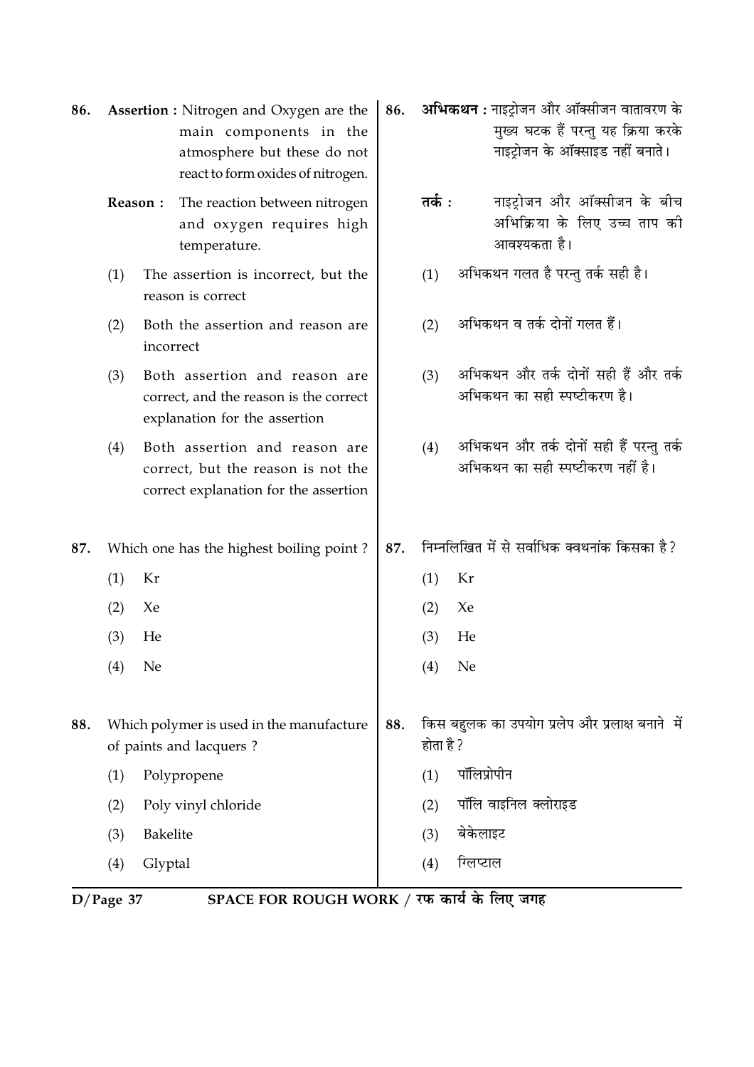86. **Assertion :** Nitrogen and Oxygen are the main components in the atmosphere but these do not react to form oxides of nitrogen.

**Reason :** The reaction between nitrogen and oxygen requires high temperature.

(1) The assertion is incorrect, but the reason is correct

(2) Both the assertion and reason are incorrect

(3) Both assertion and reason are correct, and the reason is the correct explanation for the assertion

(4) Both assertion and reason are correct, but the reason is not the correct explanation for the assertion

86. **अभिकथन :** नाइट्रोजन और ऑक्सीजन वातावरण के मुख्य घटक हैं परन्तु यह क्रिया करके नाइट्रोजन के ऑक्साइड नहीं बनाते।

**तर्क :** नाइट्रोजन और ऑक्सीजन के बीच अभिक्रिया के लिए उच्च ताप की आवश्यकता है।

(1) अभिकथन गलत है परन्तु तर्क सही है।

(2) अभिकथन व तर्क दोनों गलत हैं।

(3) अभिकथन और तर्क दोनों सही हैं और तर्क अभिकथन का सही स्पष्टीकरण है।

(4) अभिकथन और तर्क दोनों सही हैं परन्तु तर्क अभिकथन का सही स्पष्टीकरण नहीं है।

87. Which one has the highest boiling point ?

(1) Kr

(2) Xe

(3) He

(4) Ne

87. निम्नलिखित में से सर्वाधिक क्वथनांक किसका है?

(1) Kr

(2) Xe

(3) He

(4) Ne

88. Which polymer is used in the manufacture of paints and lacquers ?

(1) Polypropene

(2) Poly vinyl chloride

(3) Bakelite

(4) Glyptal

88. किस बहुलक का उपयोग प्रलेप और प्रलाक्ष बनाने में होता है?

(1) पॉलिप्रोपीन

(2) पॉलि वाइनिल क्लोराइड

(3) बेकेलाइट

(4) ग्लिप्टाल

SPACE FOR ROUGH WORK / रफ कार्य के लिए जगह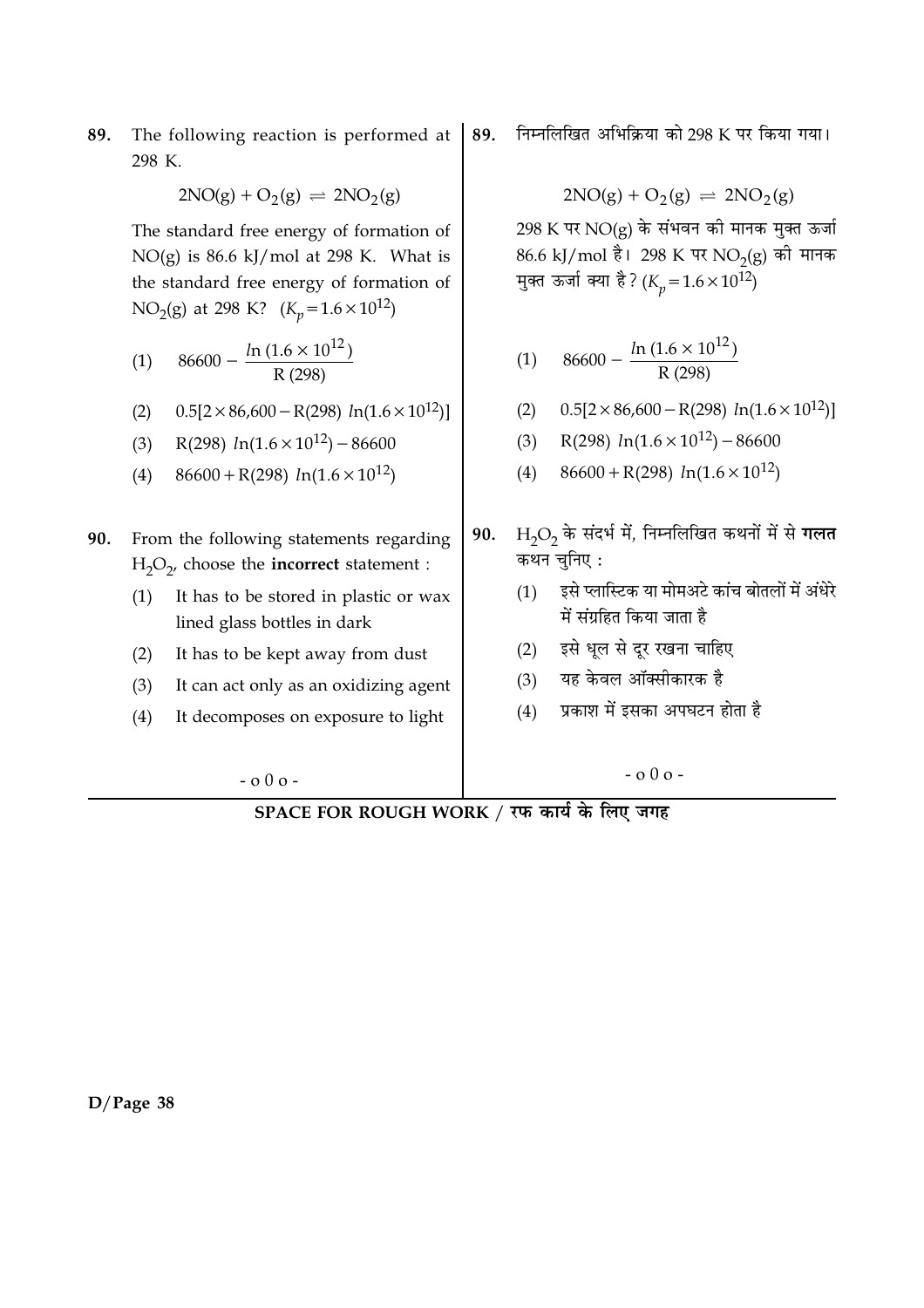89. The following reaction is performed at 298 K.

$$2NO(g) + O_2(g) \rightleftharpoons 2NO_2(g)$$

The standard free energy of formation of NO(g) is 86.6 kJ/mol at 298 K. What is the standard free energy of formation of $NO_2(g)$ at 298 K? $(K_p = 1.6 \times 10^{12})$

(1) $86600 - \dfrac{ln\,(1.6 \times 10^{12})}{R\,(298)}$

(2) $0.5[2 \times 86{,}600 - R(298)\ ln(1.6 \times 10^{12})]$

(3) $R(298)\ ln(1.6 \times 10^{12}) - 86600$

(4) $86600 + R(298)\ ln(1.6 \times 10^{12})$

90. From the following statements regarding $H_2O_2$, choose the **incorrect** statement :

(1) It has to be stored in plastic or wax lined glass bottles in dark

(2) It has to be kept away from dust

(3) It can act only as an oxidizing agent

(4) It decomposes on exposure to light

- o 0 o -

89. निम्नलिखित अभिक्रिया को 298 K पर किया गया।

$$2NO(g) + O_2(g) \rightleftharpoons 2NO_2(g)$$

298 K पर NO(g) के संभवन की मानक मुक्त ऊर्जा 86.6 kJ/mol है। 298 K पर $NO_2(g)$ की मानक मुक्त ऊर्जा क्या है? $(K_p = 1.6 \times 10^{12})$

(1) $86600 - \dfrac{ln\,(1.6 \times 10^{12})}{R\,(298)}$

(2) $0.5[2 \times 86{,}600 - R(298)\ ln(1.6 \times 10^{12})]$

(3) $R(298)\ ln(1.6 \times 10^{12}) - 86600$

(4) $86600 + R(298)\ ln(1.6 \times 10^{12})$

90. $H_2O_2$ के संदर्भ में, निम्नलिखित कथनों में से **गलत** कथन चुनिए :

(1) इसे प्लास्टिक या मोमअटे कांच बोतलों में अंधेरे में संग्रहित किया जाता है

(2) इसे धूल से दूर रखना चाहिए

(3) यह केवल ऑक्सीकारक है

(4) प्रकाश में इसका अपघटन होता है

- o 0 o -

**SPACE FOR ROUGH WORK / रफ कार्य के लिए जगह**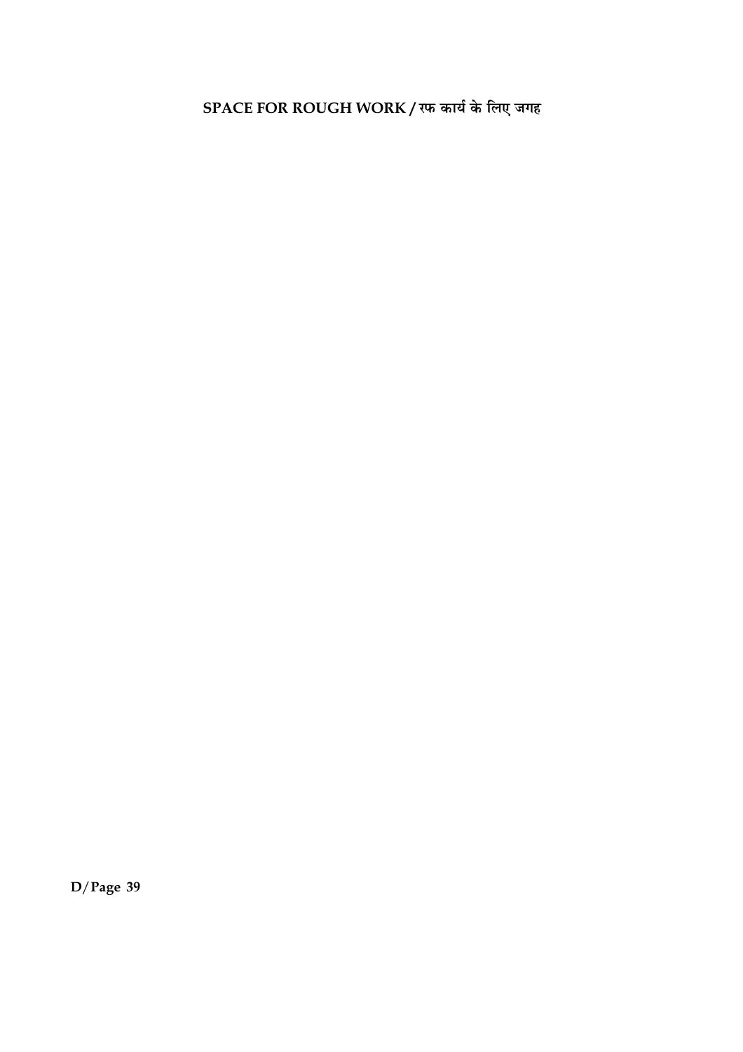**SPACE FOR ROUGH WORK / रफ कार्य के लिए जगह**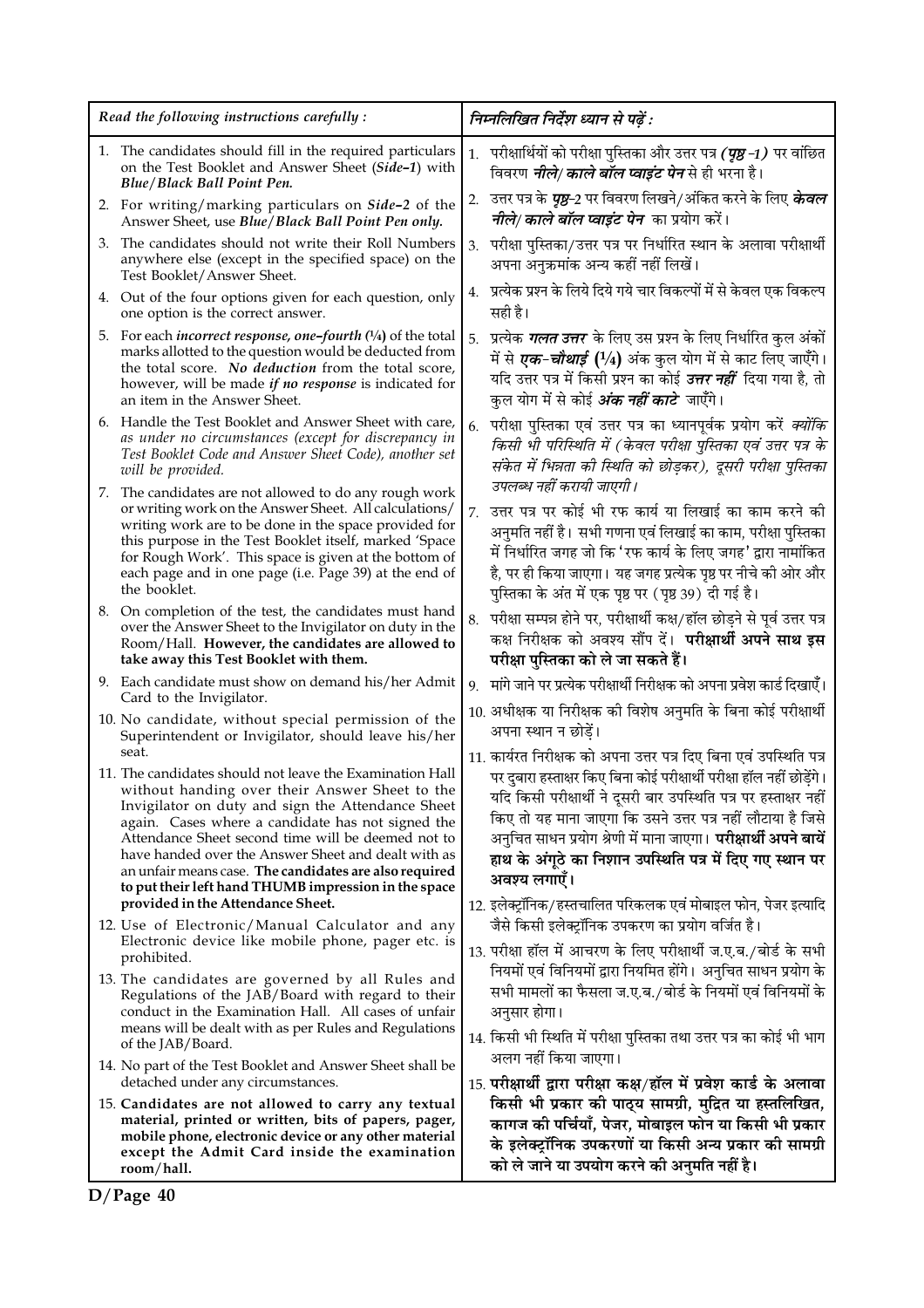| *Read the following instructions carefully :* | *निम्नलिखित निर्देश ध्यान से पढ़ें :* |
|---|---|
| 1. The candidates should fill in the required particulars on the Test Booklet and Answer Sheet (*Side–1*) with **Blue/Black Ball Point Pen.** | 1. परीक्षार्थियों को परीक्षा पुस्तिका और उत्तर पत्र ***(पृष्ठ -1)*** पर वांछित विवरण ***नीले/ काले बॉल प्वाइंट पेन*** से ही भरना है। |
| 2. For writing/marking particulars on ***Side–2*** of the Answer Sheet, use ***Blue/Black Ball Point Pen only.*** | 2. उत्तर पत्र के ***पृष्ठ-2*** पर विवरण लिखने/अंकित करने के लिए ***केवल नीले/ काले बॉल प्वाइंट पेन*** का प्रयोग करें। |
| 3. The candidates should not write their Roll Numbers anywhere else (except in the specified space) on the Test Booklet/Answer Sheet. | 3. परीक्षा पुस्तिका/उत्तर पत्र पर निर्धारित स्थान के अलावा परीक्षार्थी अपना अनुक्रमांक अन्य कहीं नहीं लिखें। |
| 4. Out of the four options given for each question, only one option is the correct answer. | 4. प्रत्येक प्रश्न के लिये दिये गये चार विकल्पों में से केवल एक विकल्प सही है। |
| 5. For each *incorrect response, one–fourth* (¼) of the total marks allotted to the question would be deducted from the total score. ***No deduction*** from the total score, however, will be made ***if no response*** is indicated for an item in the Answer Sheet. | 5. प्रत्येक ***गलत उत्तर*** के लिए उस प्रश्न के लिए निर्धारित कुल अंकों में से ***एक-चौथाई (¼)*** अंक कुल योग में से काट लिए जाएँगे। यदि उत्तर पत्र में किसी प्रश्न का कोई ***उत्तर नहीं*** दिया गया है, तो कुल योग में से कोई ***अंक नहीं काटे*** जाएँगे। |
| 6. Handle the Test Booklet and Answer Sheet with care, *as under no circumstances (except for discrepancy in Test Booklet Code and Answer Sheet Code), another set will be provided.* | 6. परीक्षा पुस्तिका एवं उत्तर पत्र का ध्यानपूर्वक प्रयोग करें *क्योंकि किसी भी परिस्थिति में (केवल परीक्षा पुस्तिका एवं उत्तर पत्र के संकेत में भिन्नता की स्थिति को छोड़कर), दूसरी परीक्षा पुस्तिका उपलब्ध नहीं करायी जाएगी।* |
| 7. The candidates are not allowed to do any rough work or writing work on the Answer Sheet. All calculations/writing work are to be done in the space provided for this purpose in the Test Booklet itself, marked 'Space for Rough Work'. This space is given at the bottom of each page and in one page (i.e. Page 39) at the end of the booklet. | 7. उत्तर पत्र पर कोई भी रफ कार्य या लिखाई का काम करने की अनुमति नहीं है। सभी गणना एवं लिखाई का काम, परीक्षा पुस्तिका में निर्धारित जगह जो कि 'रफ कार्य के लिए जगह' द्वारा नामांकित है, पर ही किया जाएगा। यह जगह प्रत्येक पृष्ठ पर नीचे की ओर और पुस्तिका के अंत में एक पृष्ठ पर (पृष्ठ 39) दी गई है। |
| 8. On completion of the test, the candidates must hand over the Answer Sheet to the Invigilator on duty in the Room/Hall. **However, the candidates are allowed to take away this Test Booklet with them.** | 8. परीक्षा सम्पन्न होने पर, परीक्षार्थी कक्ष/हॉल छोड़ने से पूर्व उत्तर पत्र कक्ष निरीक्षक को अवश्य सौंप दें। **परीक्षार्थी अपने साथ इस परीक्षा पुस्तिका को ले जा सकते हैं।** |
| 9. Each candidate must show on demand his/her Admit Card to the Invigilator. | 9. मांगे जाने पर प्रत्येक परीक्षार्थी निरीक्षक को अपना प्रवेश कार्ड दिखाएँ। |
| 10. No candidate, without special permission of the Superintendent or Invigilator, should leave his/her seat. | 10. अधीक्षक या निरीक्षक की विशेष अनुमति के बिना कोई परीक्षार्थी अपना स्थान न छोड़ें। |
| 11. The candidates should not leave the Examination Hall without handing over their Answer Sheet to the Invigilator on duty and sign the Attendance Sheet again. Cases where a candidate has not signed the Attendance Sheet second time will be deemed not to have handed over the Answer Sheet and dealt with as an unfair means case. **The candidates are also required to put their left hand THUMB impression in the space provided in the Attendance Sheet.** | 11. कार्यरत निरीक्षक को अपना उत्तर पत्र दिए बिना एवं उपस्थिति पत्र पर दुबारा हस्ताक्षर किए बिना कोई परीक्षार्थी परीक्षा हॉल नहीं छोड़ेंगे। यदि किसी परीक्षार्थी ने दूसरी बार उपस्थिति पत्र पर हस्ताक्षर नहीं किए तो यह माना जाएगा कि उसने उत्तर पत्र नहीं लौटाया है जिसे अनुचित साधन प्रयोग श्रेणी में माना जाएगा। **परीक्षार्थी अपने बायें हाथ के अंगूठे का निशान उपस्थिति पत्र में दिए गए स्थान पर अवश्य लगाएँ।** |
| 12. Use of Electronic/Manual Calculator and any Electronic device like mobile phone, pager etc. is prohibited. | 12. इलेक्ट्रॉनिक/हस्तचालित परिकलक एवं मोबाइल फोन, पेजर इत्यादि जैसे किसी इलेक्ट्रॉनिक उपकरण का प्रयोग वर्जित है। |
| 13. The candidates are governed by all Rules and Regulations of the JAB/Board with regard to their conduct in the Examination Hall. All cases of unfair means will be dealt with as per Rules and Regulations of the JAB/Board. | 13. परीक्षा हॉल में आचरण के लिए परीक्षार्थी ज.ए.ब./बोर्ड के सभी नियमों एवं विनियमों द्वारा नियमित होंगे। अनुचित साधन प्रयोग के सभी मामलों का फैसला ज.ए.ब./बोर्ड के नियमों एवं विनियमों के अनुसार होगा। |
| 14. No part of the Test Booklet and Answer Sheet shall be detached under any circumstances. | 14. किसी भी स्थिति में परीक्षा पुस्तिका तथा उत्तर पत्र का कोई भी भाग अलग नहीं किया जाएगा। |
| 15. **Candidates are not allowed to carry any textual material, printed or written, bits of papers, pager, mobile phone, electronic device or any other material except the Admit Card inside the examination room/hall.** | 15. **परीक्षार्थी द्वारा परीक्षा कक्ष/हॉल में प्रवेश कार्ड के अलावा किसी भी प्रकार की पाठ्य सामग्री, मुद्रित या हस्तलिखित, कागज की पर्चियाँ, पेजर, मोबाइल फोन या किसी भी प्रकार के इलेक्ट्रॉनिक उपकरणों या किसी अन्य प्रकार की सामग्री को ले जाने या उपयोग करने की अनुमति नहीं है।** |